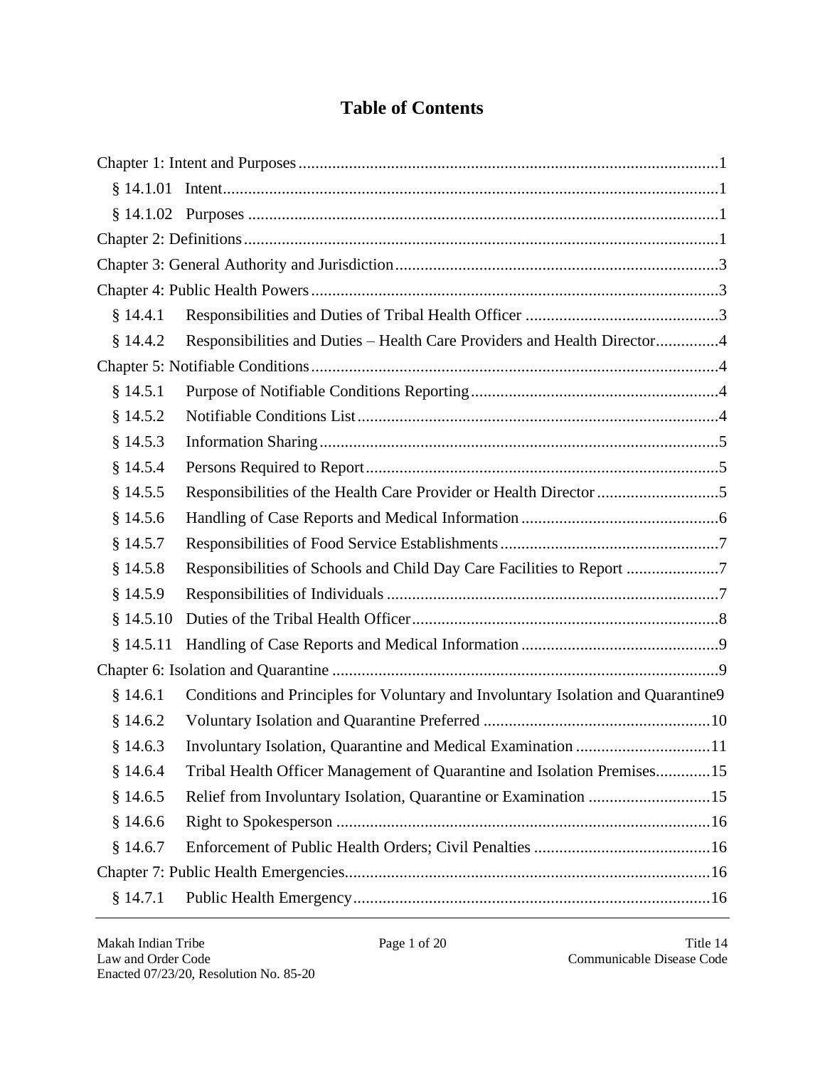# Table of Contents

Chapter 1: Intent and Purposes ... 1
- § 14.1.01 Intent ... 1
- § 14.1.02 Purposes ... 1

Chapter 2: Definitions ... 1

Chapter 3: General Authority and Jurisdiction ... 3

Chapter 4: Public Health Powers ... 3
- § 14.4.1 Responsibilities and Duties of Tribal Health Officer ... 3
- § 14.4.2 Responsibilities and Duties – Health Care Providers and Health Director ... 4

Chapter 5: Notifiable Conditions ... 4
- § 14.5.1 Purpose of Notifiable Conditions Reporting ... 4
- § 14.5.2 Notifiable Conditions List ... 4
- § 14.5.3 Information Sharing ... 5
- § 14.5.4 Persons Required to Report ... 5
- § 14.5.5 Responsibilities of the Health Care Provider or Health Director ... 5
- § 14.5.6 Handling of Case Reports and Medical Information ... 6
- § 14.5.7 Responsibilities of Food Service Establishments ... 7
- § 14.5.8 Responsibilities of Schools and Child Day Care Facilities to Report ... 7
- § 14.5.9 Responsibilities of Individuals ... 7
- § 14.5.10 Duties of the Tribal Health Officer ... 8
- § 14.5.11 Handling of Case Reports and Medical Information ... 9

Chapter 6: Isolation and Quarantine ... 9
- § 14.6.1 Conditions and Principles for Voluntary and Involuntary Isolation and Quarantine ... 9
- § 14.6.2 Voluntary Isolation and Quarantine Preferred ... 10
- § 14.6.3 Involuntary Isolation, Quarantine and Medical Examination ... 11
- § 14.6.4 Tribal Health Officer Management of Quarantine and Isolation Premises ... 15
- § 14.6.5 Relief from Involuntary Isolation, Quarantine or Examination ... 15
- § 14.6.6 Right to Spokesperson ... 16
- § 14.6.7 Enforcement of Public Health Orders; Civil Penalties ... 16

Chapter 7: Public Health Emergencies ... 16
- § 14.7.1 Public Health Emergency ... 16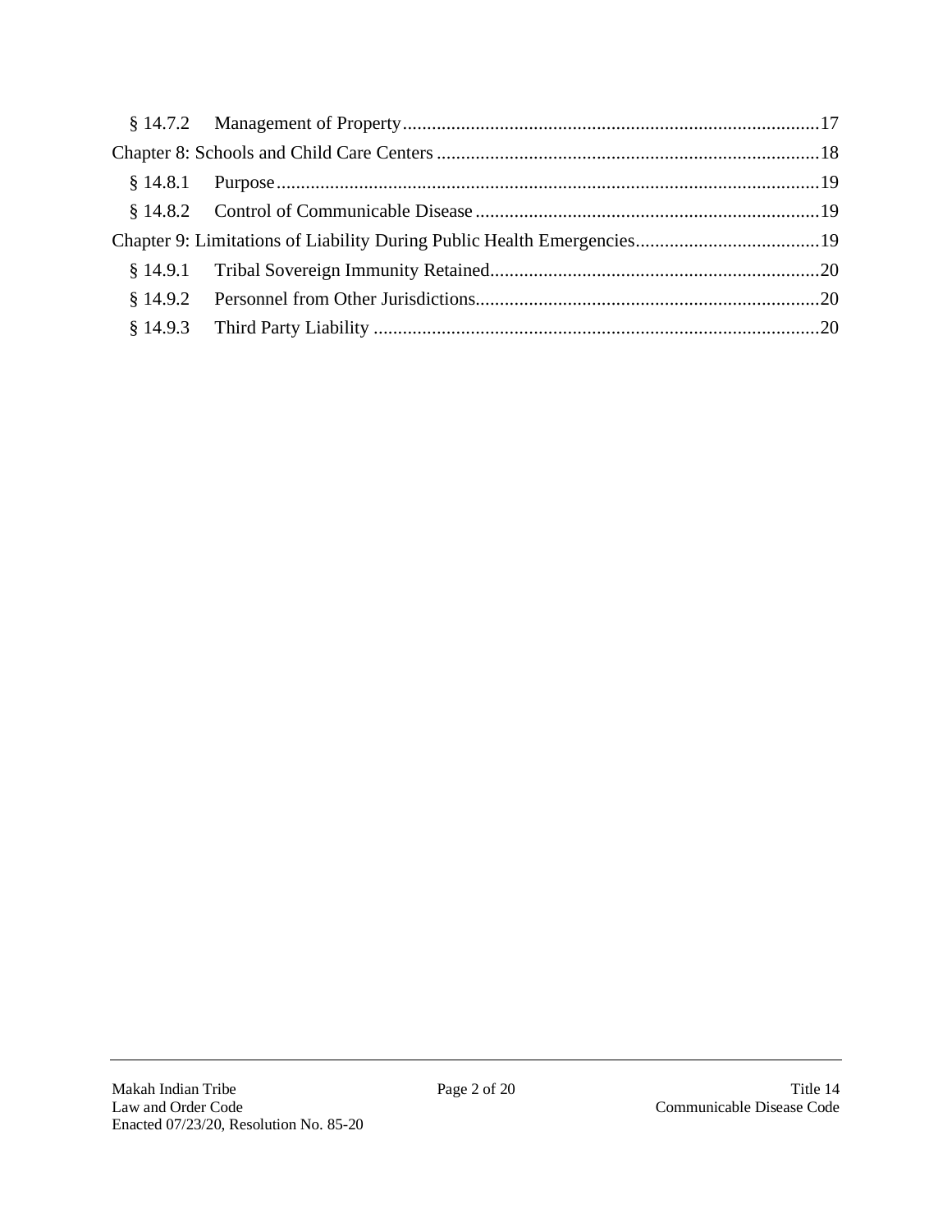§ 14.7.2 Management of Property ..... 17

Chapter 8: Schools and Child Care Centers ..... 18

§ 14.8.1 Purpose ..... 19

§ 14.8.2 Control of Communicable Disease ..... 19

Chapter 9: Limitations of Liability During Public Health Emergencies ..... 19

§ 14.9.1 Tribal Sovereign Immunity Retained ..... 20

§ 14.9.2 Personnel from Other Jurisdictions ..... 20

§ 14.9.3 Third Party Liability ..... 20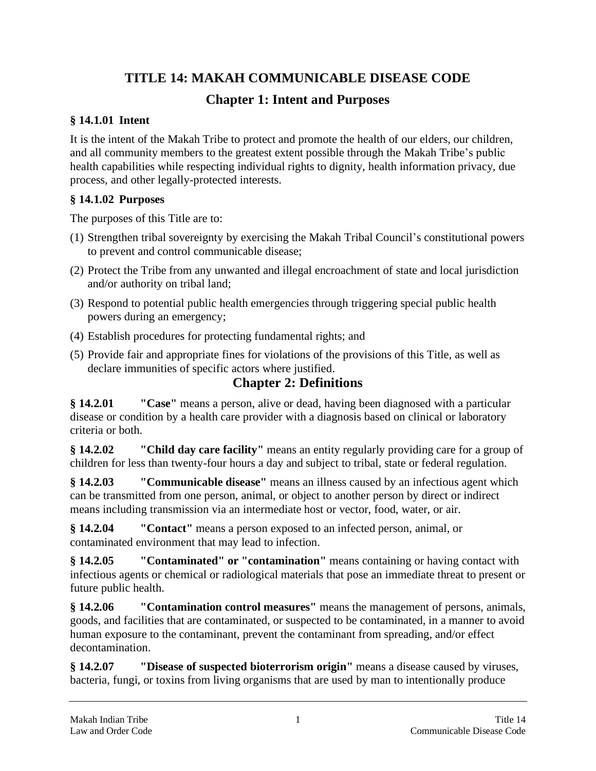# TITLE 14: MAKAH COMMUNICABLE DISEASE CODE

## Chapter 1: Intent and Purposes

### § 14.1.01 Intent

It is the intent of the Makah Tribe to protect and promote the health of our elders, our children, and all community members to the greatest extent possible through the Makah Tribe's public health capabilities while respecting individual rights to dignity, health information privacy, due process, and other legally-protected interests.

### § 14.1.02 Purposes

The purposes of this Title are to:

(1) Strengthen tribal sovereignty by exercising the Makah Tribal Council's constitutional powers to prevent and control communicable disease;

(2) Protect the Tribe from any unwanted and illegal encroachment of state and local jurisdiction and/or authority on tribal land;

(3) Respond to potential public health emergencies through triggering special public health powers during an emergency;

(4) Establish procedures for protecting fundamental rights; and

(5) Provide fair and appropriate fines for violations of the provisions of this Title, as well as declare immunities of specific actors where justified.

## Chapter 2: Definitions

**§ 14.2.01 "Case"** means a person, alive or dead, having been diagnosed with a particular disease or condition by a health care provider with a diagnosis based on clinical or laboratory criteria or both.

**§ 14.2.02 "Child day care facility"** means an entity regularly providing care for a group of children for less than twenty-four hours a day and subject to tribal, state or federal regulation.

**§ 14.2.03 "Communicable disease"** means an illness caused by an infectious agent which can be transmitted from one person, animal, or object to another person by direct or indirect means including transmission via an intermediate host or vector, food, water, or air.

**§ 14.2.04 "Contact"** means a person exposed to an infected person, animal, or contaminated environment that may lead to infection.

**§ 14.2.05 "Contaminated" or "contamination"** means containing or having contact with infectious agents or chemical or radiological materials that pose an immediate threat to present or future public health.

**§ 14.2.06 "Contamination control measures"** means the management of persons, animals, goods, and facilities that are contaminated, or suspected to be contaminated, in a manner to avoid human exposure to the contaminant, prevent the contaminant from spreading, and/or effect decontamination.

**§ 14.2.07 "Disease of suspected bioterrorism origin"** means a disease caused by viruses, bacteria, fungi, or toxins from living organisms that are used by man to intentionally produce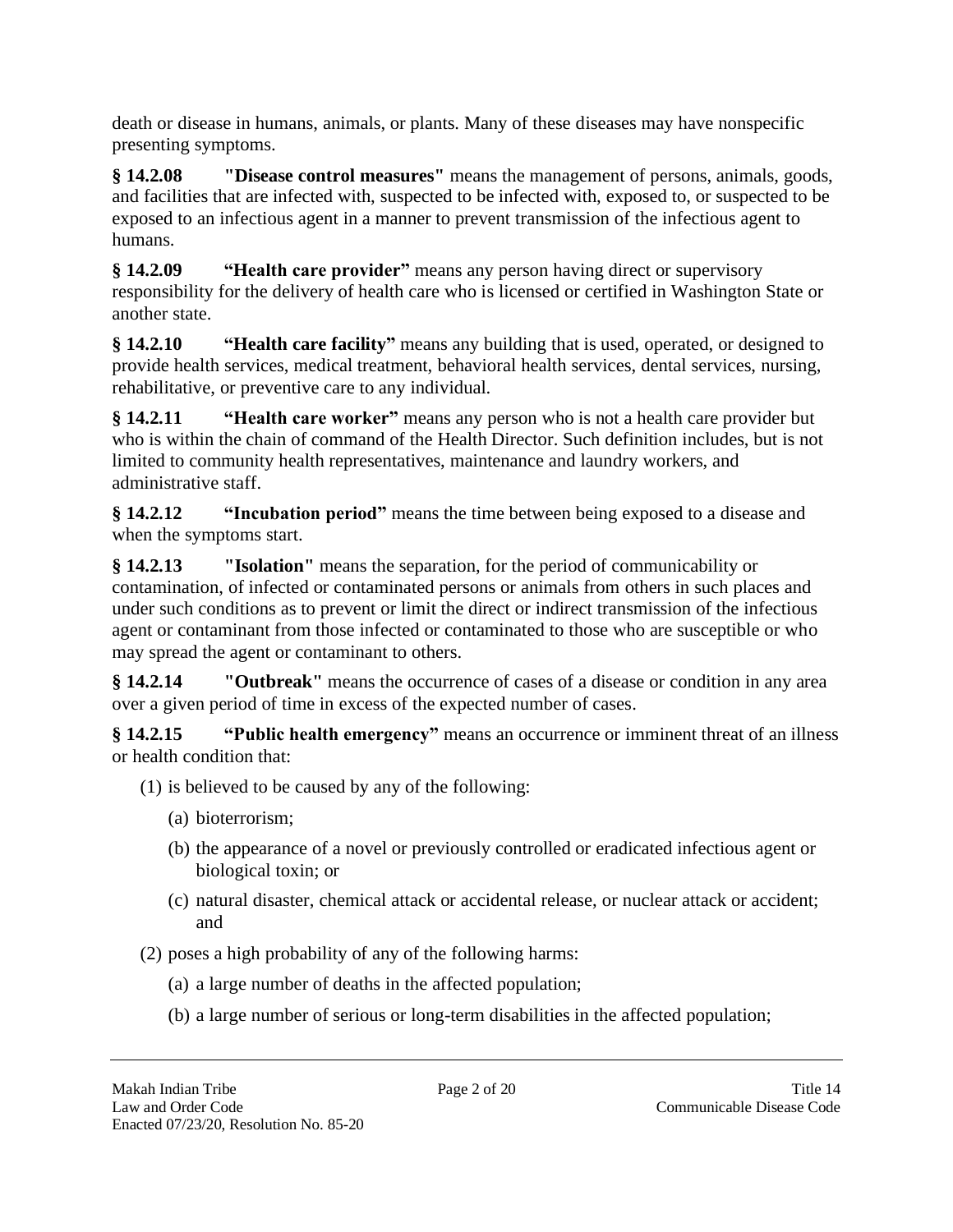death or disease in humans, animals, or plants. Many of these diseases may have nonspecific presenting symptoms.

**§ 14.2.08 "Disease control measures"** means the management of persons, animals, goods, and facilities that are infected with, suspected to be infected with, exposed to, or suspected to be exposed to an infectious agent in a manner to prevent transmission of the infectious agent to humans.

**§ 14.2.09 "Health care provider"** means any person having direct or supervisory responsibility for the delivery of health care who is licensed or certified in Washington State or another state.

**§ 14.2.10 "Health care facility"** means any building that is used, operated, or designed to provide health services, medical treatment, behavioral health services, dental services, nursing, rehabilitative, or preventive care to any individual.

**§ 14.2.11 "Health care worker"** means any person who is not a health care provider but who is within the chain of command of the Health Director. Such definition includes, but is not limited to community health representatives, maintenance and laundry workers, and administrative staff.

**§ 14.2.12 "Incubation period"** means the time between being exposed to a disease and when the symptoms start.

**§ 14.2.13 "Isolation"** means the separation, for the period of communicability or contamination, of infected or contaminated persons or animals from others in such places and under such conditions as to prevent or limit the direct or indirect transmission of the infectious agent or contaminant from those infected or contaminated to those who are susceptible or who may spread the agent or contaminant to others.

**§ 14.2.14 "Outbreak"** means the occurrence of cases of a disease or condition in any area over a given period of time in excess of the expected number of cases.

**§ 14.2.15 "Public health emergency"** means an occurrence or imminent threat of an illness or health condition that:

(1) is believed to be caused by any of the following:

(a) bioterrorism;

(b) the appearance of a novel or previously controlled or eradicated infectious agent or biological toxin; or

(c) natural disaster, chemical attack or accidental release, or nuclear attack or accident; and

(2) poses a high probability of any of the following harms:

(a) a large number of deaths in the affected population;

(b) a large number of serious or long-term disabilities in the affected population;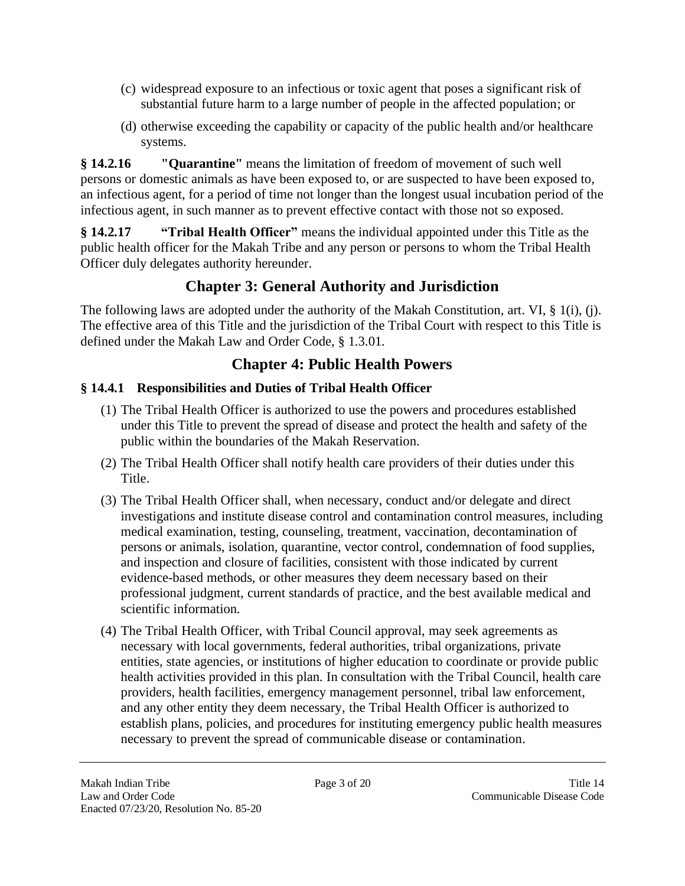(c) widespread exposure to an infectious or toxic agent that poses a significant risk of substantial future harm to a large number of people in the affected population; or

(d) otherwise exceeding the capability or capacity of the public health and/or healthcare systems.

**§ 14.2.16 "Quarantine"** means the limitation of freedom of movement of such well persons or domestic animals as have been exposed to, or are suspected to have been exposed to, an infectious agent, for a period of time not longer than the longest usual incubation period of the infectious agent, in such manner as to prevent effective contact with those not so exposed.

**§ 14.2.17 "Tribal Health Officer"** means the individual appointed under this Title as the public health officer for the Makah Tribe and any person or persons to whom the Tribal Health Officer duly delegates authority hereunder.

## Chapter 3: General Authority and Jurisdiction

The following laws are adopted under the authority of the Makah Constitution, art. VI, § 1(i), (j). The effective area of this Title and the jurisdiction of the Tribal Court with respect to this Title is defined under the Makah Law and Order Code, § 1.3.01.

## Chapter 4: Public Health Powers

### § 14.4.1 Responsibilities and Duties of Tribal Health Officer

(1) The Tribal Health Officer is authorized to use the powers and procedures established under this Title to prevent the spread of disease and protect the health and safety of the public within the boundaries of the Makah Reservation.

(2) The Tribal Health Officer shall notify health care providers of their duties under this Title.

(3) The Tribal Health Officer shall, when necessary, conduct and/or delegate and direct investigations and institute disease control and contamination control measures, including medical examination, testing, counseling, treatment, vaccination, decontamination of persons or animals, isolation, quarantine, vector control, condemnation of food supplies, and inspection and closure of facilities, consistent with those indicated by current evidence-based methods, or other measures they deem necessary based on their professional judgment, current standards of practice, and the best available medical and scientific information.

(4) The Tribal Health Officer, with Tribal Council approval, may seek agreements as necessary with local governments, federal authorities, tribal organizations, private entities, state agencies, or institutions of higher education to coordinate or provide public health activities provided in this plan. In consultation with the Tribal Council, health care providers, health facilities, emergency management personnel, tribal law enforcement, and any other entity they deem necessary, the Tribal Health Officer is authorized to establish plans, policies, and procedures for instituting emergency public health measures necessary to prevent the spread of communicable disease or contamination.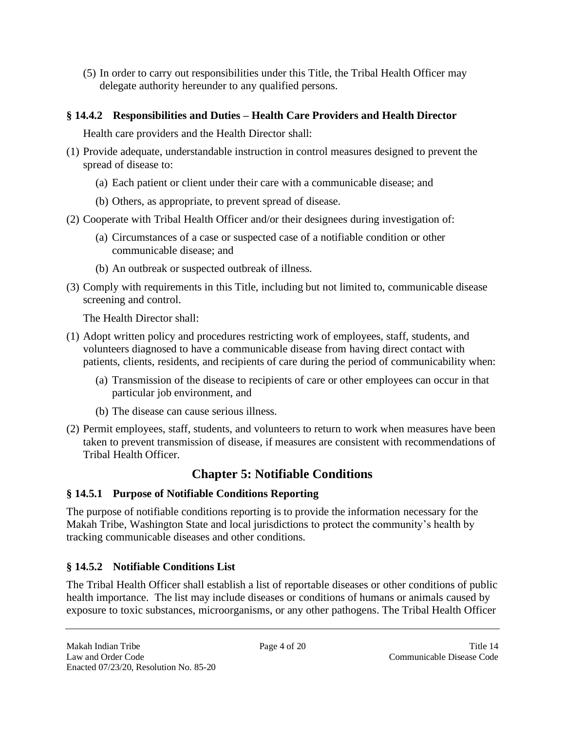(5) In order to carry out responsibilities under this Title, the Tribal Health Officer may delegate authority hereunder to any qualified persons.

### § 14.4.2 Responsibilities and Duties – Health Care Providers and Health Director

Health care providers and the Health Director shall:

(1) Provide adequate, understandable instruction in control measures designed to prevent the spread of disease to:

  (a) Each patient or client under their care with a communicable disease; and

  (b) Others, as appropriate, to prevent spread of disease.

(2) Cooperate with Tribal Health Officer and/or their designees during investigation of:

  (a) Circumstances of a case or suspected case of a notifiable condition or other communicable disease; and

  (b) An outbreak or suspected outbreak of illness.

(3) Comply with requirements in this Title, including but not limited to, communicable disease screening and control.

The Health Director shall:

(1) Adopt written policy and procedures restricting work of employees, staff, students, and volunteers diagnosed to have a communicable disease from having direct contact with patients, clients, residents, and recipients of care during the period of communicability when:

  (a) Transmission of the disease to recipients of care or other employees can occur in that particular job environment, and

  (b) The disease can cause serious illness.

(2) Permit employees, staff, students, and volunteers to return to work when measures have been taken to prevent transmission of disease, if measures are consistent with recommendations of Tribal Health Officer.

## Chapter 5: Notifiable Conditions

### § 14.5.1 Purpose of Notifiable Conditions Reporting

The purpose of notifiable conditions reporting is to provide the information necessary for the Makah Tribe, Washington State and local jurisdictions to protect the community's health by tracking communicable diseases and other conditions.

### § 14.5.2 Notifiable Conditions List

The Tribal Health Officer shall establish a list of reportable diseases or other conditions of public health importance. The list may include diseases or conditions of humans or animals caused by exposure to toxic substances, microorganisms, or any other pathogens. The Tribal Health Officer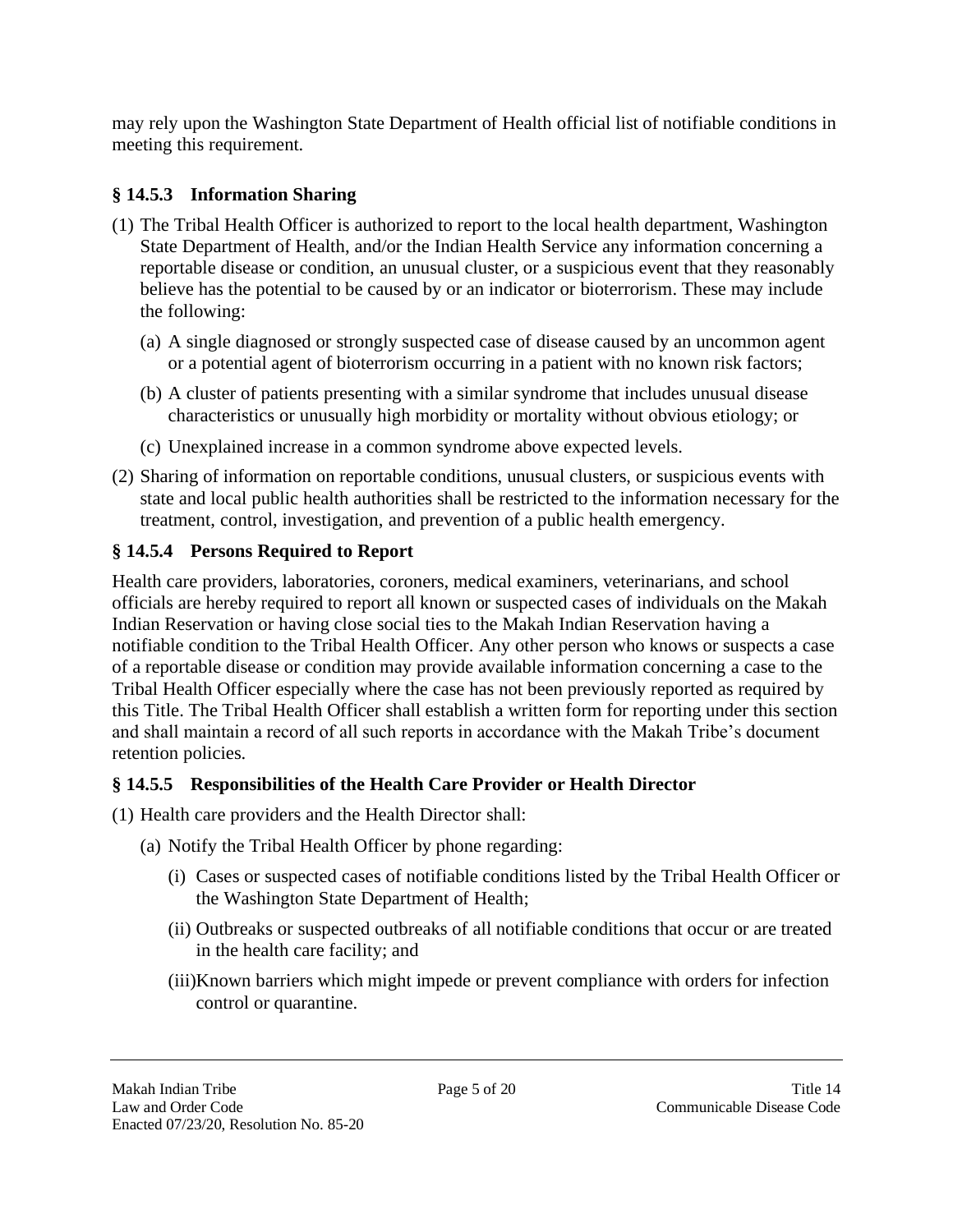may rely upon the Washington State Department of Health official list of notifiable conditions in meeting this requirement.

### § 14.5.3 Information Sharing

(1) The Tribal Health Officer is authorized to report to the local health department, Washington State Department of Health, and/or the Indian Health Service any information concerning a reportable disease or condition, an unusual cluster, or a suspicious event that they reasonably believe has the potential to be caused by or an indicator or bioterrorism. These may include the following:

   (a) A single diagnosed or strongly suspected case of disease caused by an uncommon agent or a potential agent of bioterrorism occurring in a patient with no known risk factors;

   (b) A cluster of patients presenting with a similar syndrome that includes unusual disease characteristics or unusually high morbidity or mortality without obvious etiology; or

   (c) Unexplained increase in a common syndrome above expected levels.

(2) Sharing of information on reportable conditions, unusual clusters, or suspicious events with state and local public health authorities shall be restricted to the information necessary for the treatment, control, investigation, and prevention of a public health emergency.

### § 14.5.4 Persons Required to Report

Health care providers, laboratories, coroners, medical examiners, veterinarians, and school officials are hereby required to report all known or suspected cases of individuals on the Makah Indian Reservation or having close social ties to the Makah Indian Reservation having a notifiable condition to the Tribal Health Officer. Any other person who knows or suspects a case of a reportable disease or condition may provide available information concerning a case to the Tribal Health Officer especially where the case has not been previously reported as required by this Title. The Tribal Health Officer shall establish a written form for reporting under this section and shall maintain a record of all such reports in accordance with the Makah Tribe's document retention policies.

### § 14.5.5 Responsibilities of the Health Care Provider or Health Director

(1) Health care providers and the Health Director shall:

   (a) Notify the Tribal Health Officer by phone regarding:

      (i) Cases or suspected cases of notifiable conditions listed by the Tribal Health Officer or the Washington State Department of Health;

      (ii) Outbreaks or suspected outbreaks of all notifiable conditions that occur or are treated in the health care facility; and

      (iii) Known barriers which might impede or prevent compliance with orders for infection control or quarantine.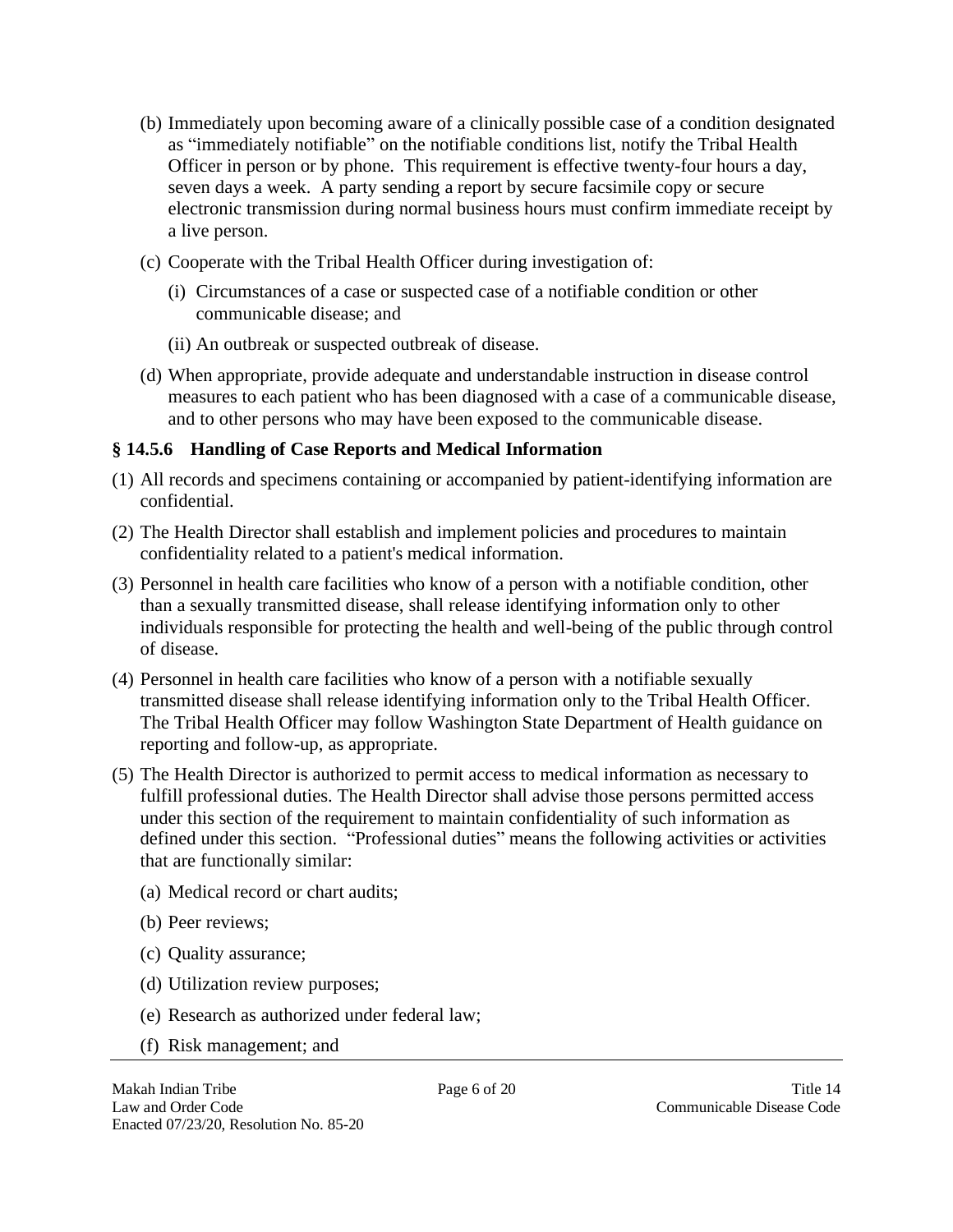(b) Immediately upon becoming aware of a clinically possible case of a condition designated as "immediately notifiable" on the notifiable conditions list, notify the Tribal Health Officer in person or by phone. This requirement is effective twenty-four hours a day, seven days a week. A party sending a report by secure facsimile copy or secure electronic transmission during normal business hours must confirm immediate receipt by a live person.

(c) Cooperate with the Tribal Health Officer during investigation of:

(i) Circumstances of a case or suspected case of a notifiable condition or other communicable disease; and

(ii) An outbreak or suspected outbreak of disease.

(d) When appropriate, provide adequate and understandable instruction in disease control measures to each patient who has been diagnosed with a case of a communicable disease, and to other persons who may have been exposed to the communicable disease.

### § 14.5.6 Handling of Case Reports and Medical Information

(1) All records and specimens containing or accompanied by patient-identifying information are confidential.

(2) The Health Director shall establish and implement policies and procedures to maintain confidentiality related to a patient's medical information.

(3) Personnel in health care facilities who know of a person with a notifiable condition, other than a sexually transmitted disease, shall release identifying information only to other individuals responsible for protecting the health and well-being of the public through control of disease.

(4) Personnel in health care facilities who know of a person with a notifiable sexually transmitted disease shall release identifying information only to the Tribal Health Officer. The Tribal Health Officer may follow Washington State Department of Health guidance on reporting and follow-up, as appropriate.

(5) The Health Director is authorized to permit access to medical information as necessary to fulfill professional duties. The Health Director shall advise those persons permitted access under this section of the requirement to maintain confidentiality of such information as defined under this section. "Professional duties" means the following activities or activities that are functionally similar:

(a) Medical record or chart audits;

(b) Peer reviews;

(c) Quality assurance;

(d) Utilization review purposes;

(e) Research as authorized under federal law;

(f) Risk management; and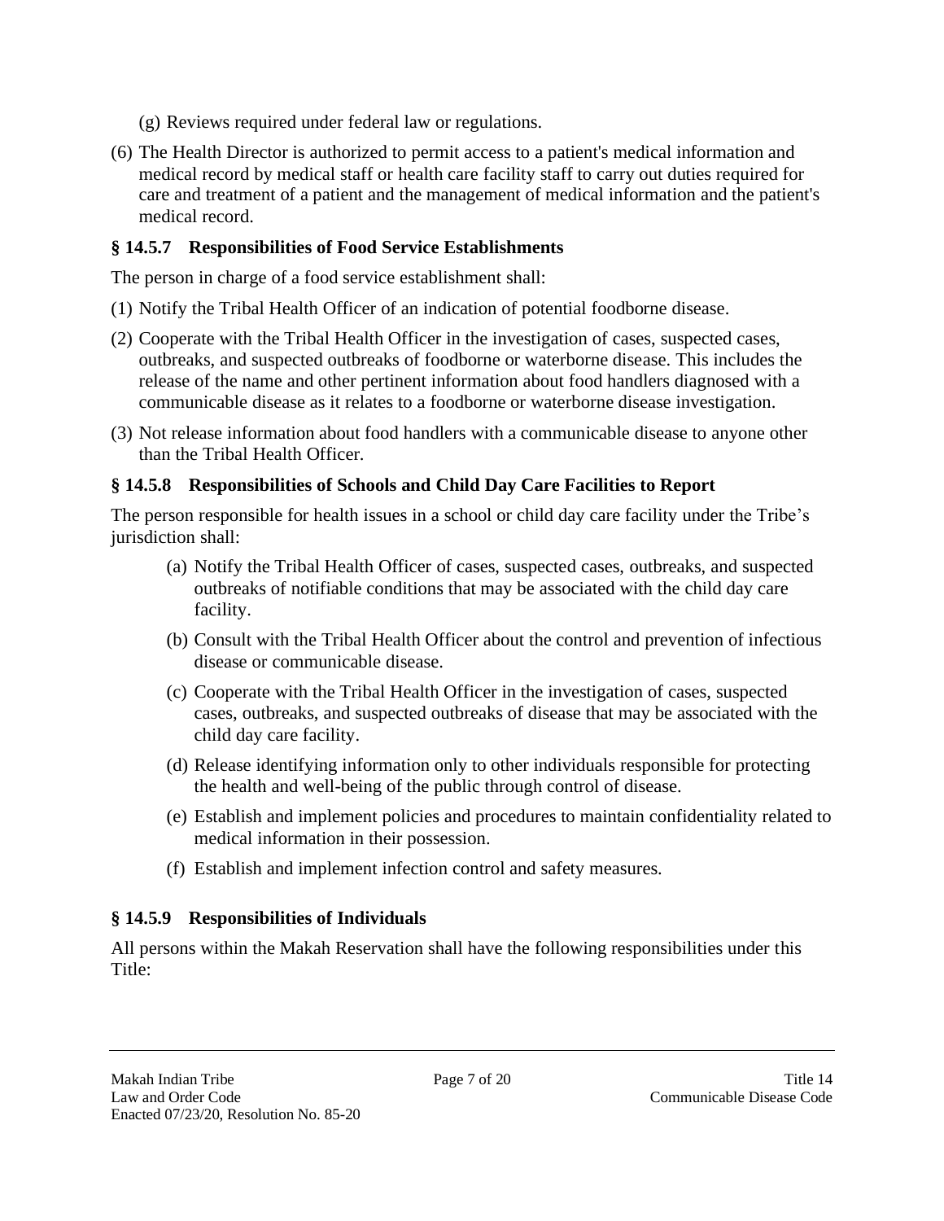(g) Reviews required under federal law or regulations.

(6) The Health Director is authorized to permit access to a patient's medical information and medical record by medical staff or health care facility staff to carry out duties required for care and treatment of a patient and the management of medical information and the patient's medical record.

### § 14.5.7 Responsibilities of Food Service Establishments

The person in charge of a food service establishment shall:

(1) Notify the Tribal Health Officer of an indication of potential foodborne disease.

(2) Cooperate with the Tribal Health Officer in the investigation of cases, suspected cases, outbreaks, and suspected outbreaks of foodborne or waterborne disease. This includes the release of the name and other pertinent information about food handlers diagnosed with a communicable disease as it relates to a foodborne or waterborne disease investigation.

(3) Not release information about food handlers with a communicable disease to anyone other than the Tribal Health Officer.

### § 14.5.8 Responsibilities of Schools and Child Day Care Facilities to Report

The person responsible for health issues in a school or child day care facility under the Tribe's jurisdiction shall:

(a) Notify the Tribal Health Officer of cases, suspected cases, outbreaks, and suspected outbreaks of notifiable conditions that may be associated with the child day care facility.

(b) Consult with the Tribal Health Officer about the control and prevention of infectious disease or communicable disease.

(c) Cooperate with the Tribal Health Officer in the investigation of cases, suspected cases, outbreaks, and suspected outbreaks of disease that may be associated with the child day care facility.

(d) Release identifying information only to other individuals responsible for protecting the health and well-being of the public through control of disease.

(e) Establish and implement policies and procedures to maintain confidentiality related to medical information in their possession.

(f) Establish and implement infection control and safety measures.

### § 14.5.9 Responsibilities of Individuals

All persons within the Makah Reservation shall have the following responsibilities under this Title: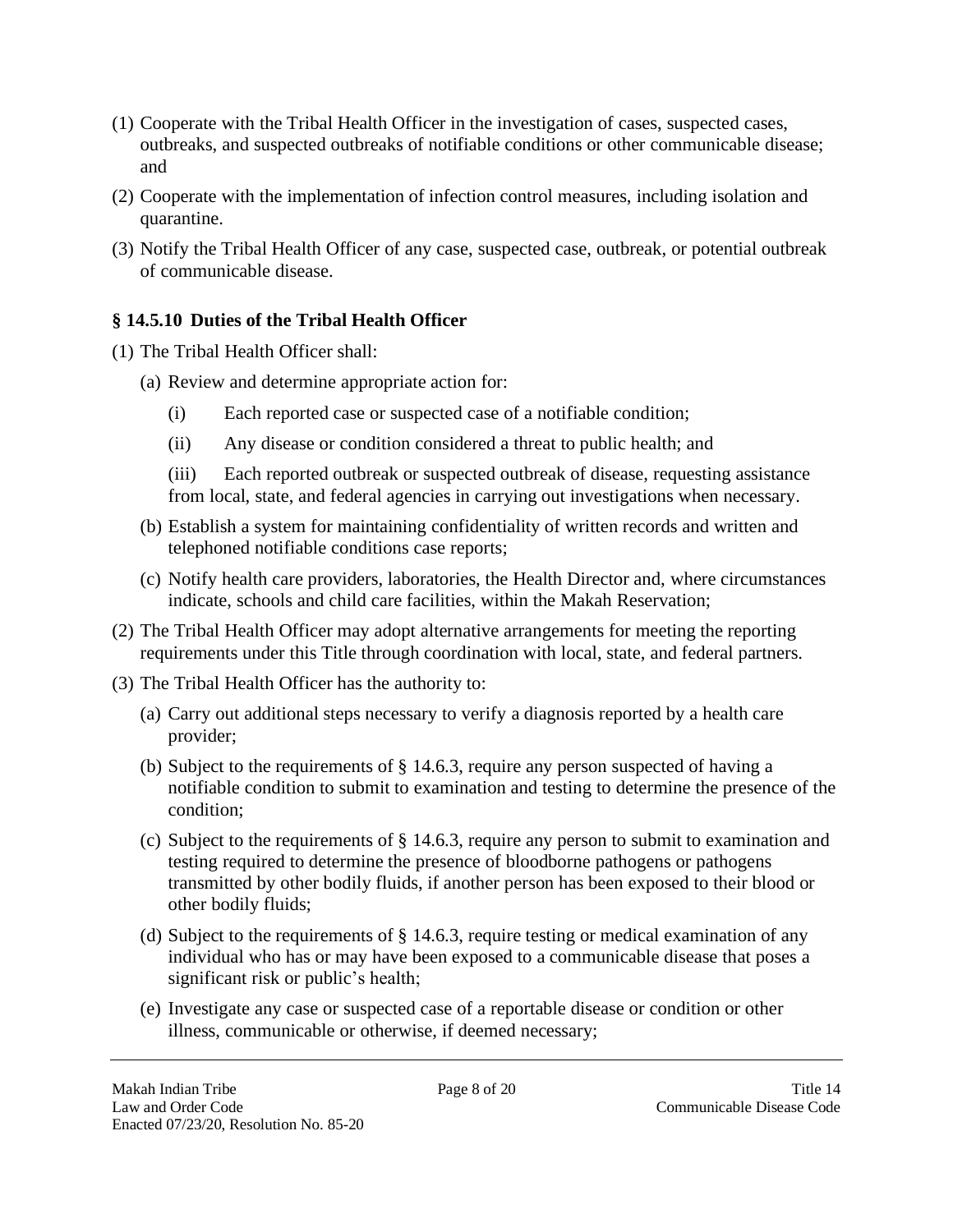(1) Cooperate with the Tribal Health Officer in the investigation of cases, suspected cases, outbreaks, and suspected outbreaks of notifiable conditions or other communicable disease; and

(2) Cooperate with the implementation of infection control measures, including isolation and quarantine.

(3) Notify the Tribal Health Officer of any case, suspected case, outbreak, or potential outbreak of communicable disease.

### § 14.5.10 Duties of the Tribal Health Officer

(1) The Tribal Health Officer shall:

  (a) Review and determine appropriate action for:

    (i) Each reported case or suspected case of a notifiable condition;

    (ii) Any disease or condition considered a threat to public health; and

    (iii) Each reported outbreak or suspected outbreak of disease, requesting assistance from local, state, and federal agencies in carrying out investigations when necessary.

  (b) Establish a system for maintaining confidentiality of written records and written and telephoned notifiable conditions case reports;

  (c) Notify health care providers, laboratories, the Health Director and, where circumstances indicate, schools and child care facilities, within the Makah Reservation;

(2) The Tribal Health Officer may adopt alternative arrangements for meeting the reporting requirements under this Title through coordination with local, state, and federal partners.

(3) The Tribal Health Officer has the authority to:

  (a) Carry out additional steps necessary to verify a diagnosis reported by a health care provider;

  (b) Subject to the requirements of § 14.6.3, require any person suspected of having a notifiable condition to submit to examination and testing to determine the presence of the condition;

  (c) Subject to the requirements of § 14.6.3, require any person to submit to examination and testing required to determine the presence of bloodborne pathogens or pathogens transmitted by other bodily fluids, if another person has been exposed to their blood or other bodily fluids;

  (d) Subject to the requirements of § 14.6.3, require testing or medical examination of any individual who has or may have been exposed to a communicable disease that poses a significant risk or public's health;

  (e) Investigate any case or suspected case of a reportable disease or condition or other illness, communicable or otherwise, if deemed necessary;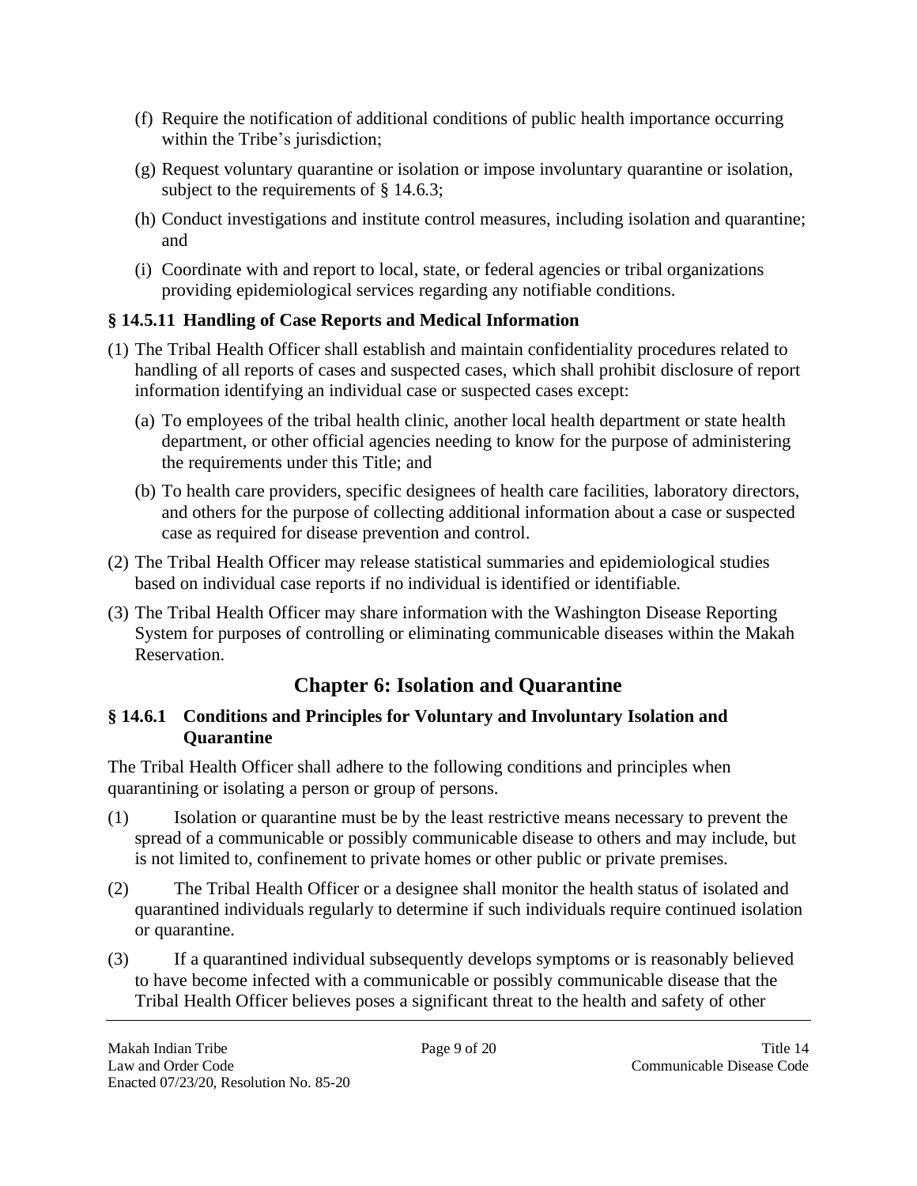(f) Require the notification of additional conditions of public health importance occurring within the Tribe's jurisdiction;

(g) Request voluntary quarantine or isolation or impose involuntary quarantine or isolation, subject to the requirements of § 14.6.3;

(h) Conduct investigations and institute control measures, including isolation and quarantine; and

(i) Coordinate with and report to local, state, or federal agencies or tribal organizations providing epidemiological services regarding any notifiable conditions.

### § 14.5.11 Handling of Case Reports and Medical Information

(1) The Tribal Health Officer shall establish and maintain confidentiality procedures related to handling of all reports of cases and suspected cases, which shall prohibit disclosure of report information identifying an individual case or suspected cases except:

(a) To employees of the tribal health clinic, another local health department or state health department, or other official agencies needing to know for the purpose of administering the requirements under this Title; and

(b) To health care providers, specific designees of health care facilities, laboratory directors, and others for the purpose of collecting additional information about a case or suspected case as required for disease prevention and control.

(2) The Tribal Health Officer may release statistical summaries and epidemiological studies based on individual case reports if no individual is identified or identifiable.

(3) The Tribal Health Officer may share information with the Washington Disease Reporting System for purposes of controlling or eliminating communicable diseases within the Makah Reservation.

## Chapter 6: Isolation and Quarantine

### § 14.6.1 Conditions and Principles for Voluntary and Involuntary Isolation and Quarantine

The Tribal Health Officer shall adhere to the following conditions and principles when quarantining or isolating a person or group of persons.

(1) Isolation or quarantine must be by the least restrictive means necessary to prevent the spread of a communicable or possibly communicable disease to others and may include, but is not limited to, confinement to private homes or other public or private premises.

(2) The Tribal Health Officer or a designee shall monitor the health status of isolated and quarantined individuals regularly to determine if such individuals require continued isolation or quarantine.

(3) If a quarantined individual subsequently develops symptoms or is reasonably believed to have become infected with a communicable or possibly communicable disease that the Tribal Health Officer believes poses a significant threat to the health and safety of other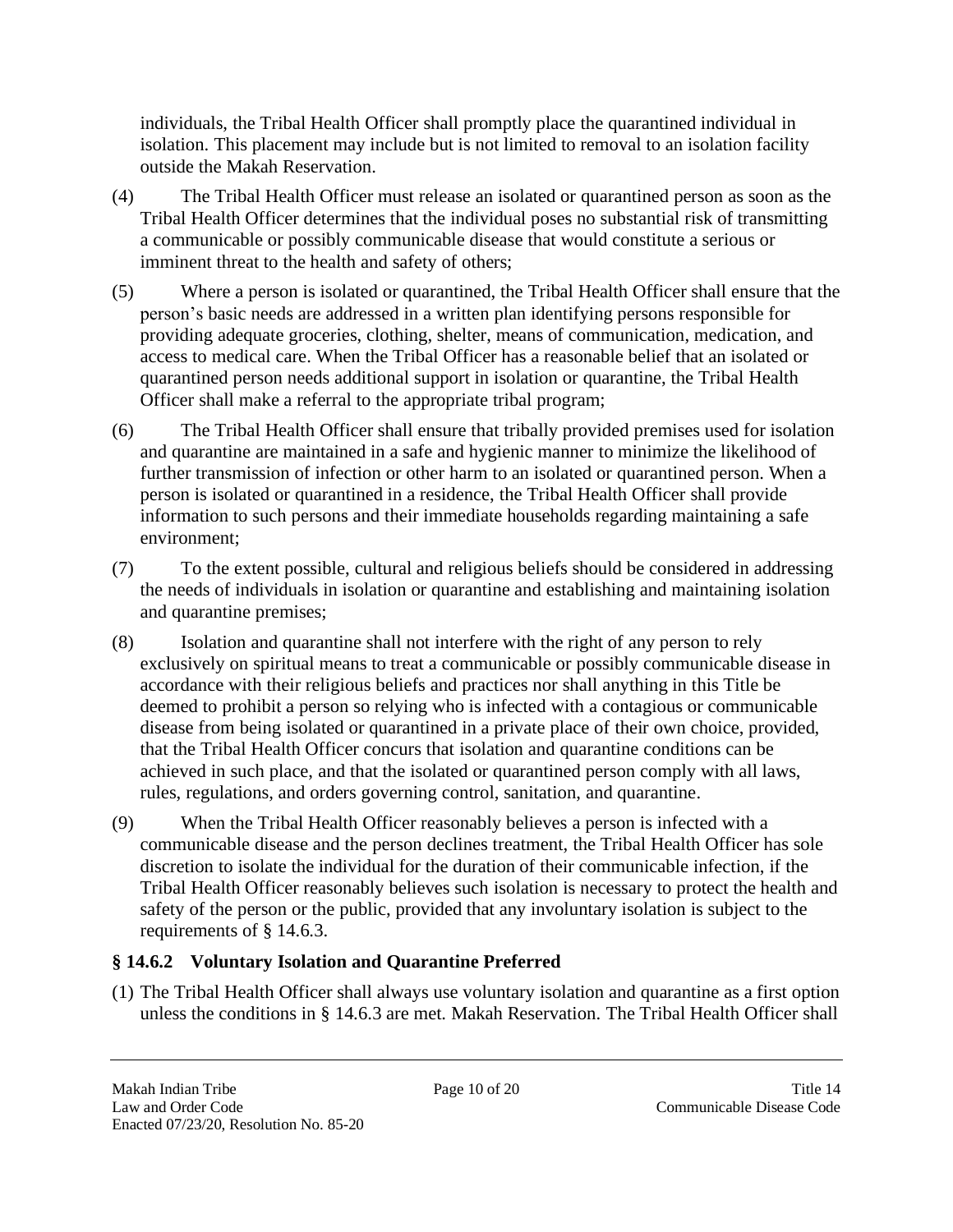individuals, the Tribal Health Officer shall promptly place the quarantined individual in isolation. This placement may include but is not limited to removal to an isolation facility outside the Makah Reservation.

(4) The Tribal Health Officer must release an isolated or quarantined person as soon as the Tribal Health Officer determines that the individual poses no substantial risk of transmitting a communicable or possibly communicable disease that would constitute a serious or imminent threat to the health and safety of others;

(5) Where a person is isolated or quarantined, the Tribal Health Officer shall ensure that the person's basic needs are addressed in a written plan identifying persons responsible for providing adequate groceries, clothing, shelter, means of communication, medication, and access to medical care. When the Tribal Officer has a reasonable belief that an isolated or quarantined person needs additional support in isolation or quarantine, the Tribal Health Officer shall make a referral to the appropriate tribal program;

(6) The Tribal Health Officer shall ensure that tribally provided premises used for isolation and quarantine are maintained in a safe and hygienic manner to minimize the likelihood of further transmission of infection or other harm to an isolated or quarantined person. When a person is isolated or quarantined in a residence, the Tribal Health Officer shall provide information to such persons and their immediate households regarding maintaining a safe environment;

(7) To the extent possible, cultural and religious beliefs should be considered in addressing the needs of individuals in isolation or quarantine and establishing and maintaining isolation and quarantine premises;

(8) Isolation and quarantine shall not interfere with the right of any person to rely exclusively on spiritual means to treat a communicable or possibly communicable disease in accordance with their religious beliefs and practices nor shall anything in this Title be deemed to prohibit a person so relying who is infected with a contagious or communicable disease from being isolated or quarantined in a private place of their own choice, provided, that the Tribal Health Officer concurs that isolation and quarantine conditions can be achieved in such place, and that the isolated or quarantined person comply with all laws, rules, regulations, and orders governing control, sanitation, and quarantine.

(9) When the Tribal Health Officer reasonably believes a person is infected with a communicable disease and the person declines treatment, the Tribal Health Officer has sole discretion to isolate the individual for the duration of their communicable infection, if the Tribal Health Officer reasonably believes such isolation is necessary to protect the health and safety of the person or the public, provided that any involuntary isolation is subject to the requirements of § 14.6.3.

### § 14.6.2 Voluntary Isolation and Quarantine Preferred

(1) The Tribal Health Officer shall always use voluntary isolation and quarantine as a first option unless the conditions in § 14.6.3 are met. Makah Reservation. The Tribal Health Officer shall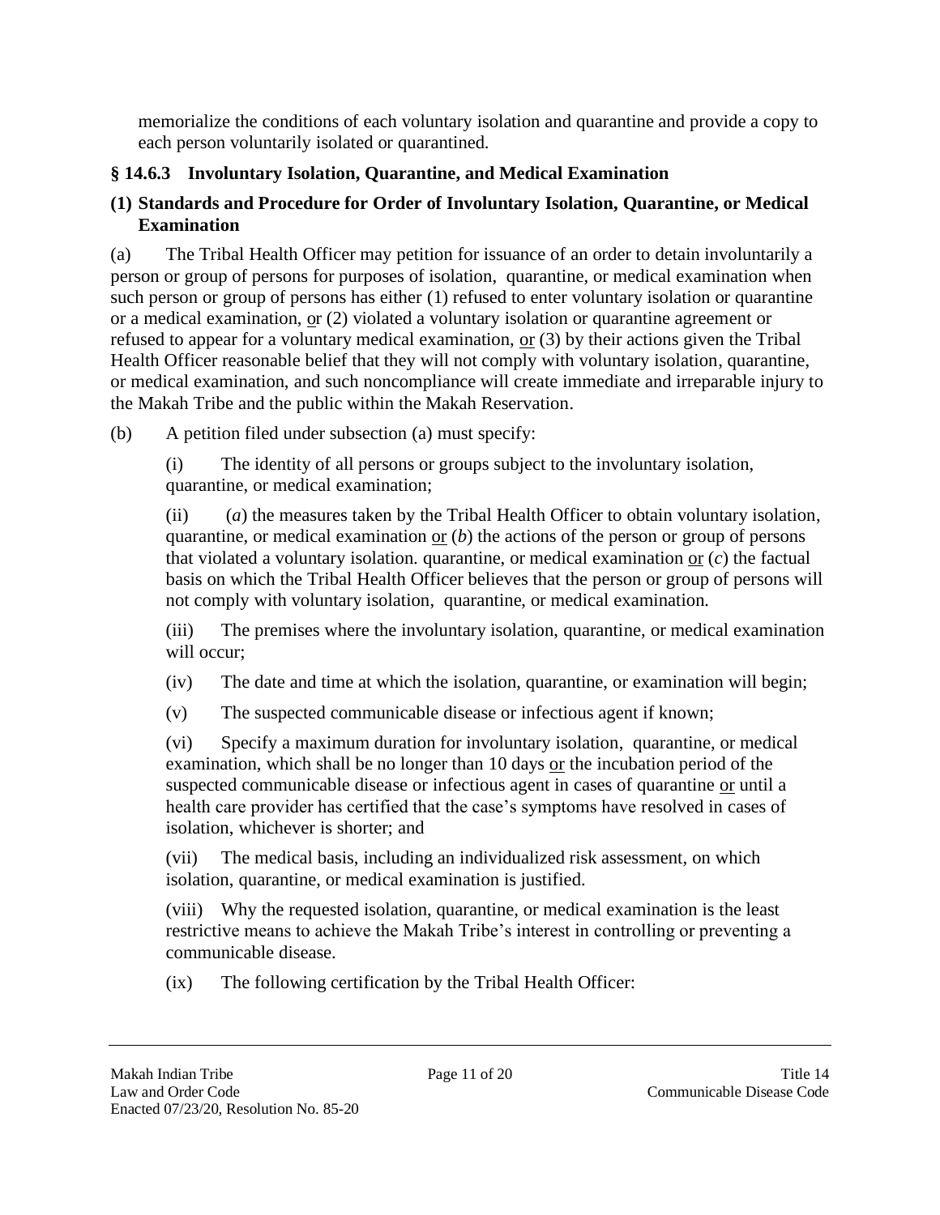memorialize the conditions of each voluntary isolation and quarantine and provide a copy to each person voluntarily isolated or quarantined.

### § 14.6.3 Involuntary Isolation, Quarantine, and Medical Examination

#### (1) Standards and Procedure for Order of Involuntary Isolation, Quarantine, or Medical Examination

(a) The Tribal Health Officer may petition for issuance of an order to detain involuntarily a person or group of persons for purposes of isolation, quarantine, or medical examination when such person or group of persons has either (1) refused to enter voluntary isolation or quarantine or a medical examination, or (2) violated a voluntary isolation or quarantine agreement or refused to appear for a voluntary medical examination, or (3) by their actions given the Tribal Health Officer reasonable belief that they will not comply with voluntary isolation, quarantine, or medical examination, and such noncompliance will create immediate and irreparable injury to the Makah Tribe and the public within the Makah Reservation.

(b) A petition filed under subsection (a) must specify:

(i) The identity of all persons or groups subject to the involuntary isolation, quarantine, or medical examination;

(ii) (*a*) the measures taken by the Tribal Health Officer to obtain voluntary isolation, quarantine, or medical examination or (*b*) the actions of the person or group of persons that violated a voluntary isolation. quarantine, or medical examination or (*c*) the factual basis on which the Tribal Health Officer believes that the person or group of persons will not comply with voluntary isolation, quarantine, or medical examination.

(iii) The premises where the involuntary isolation, quarantine, or medical examination will occur;

(iv) The date and time at which the isolation, quarantine, or examination will begin;

(v) The suspected communicable disease or infectious agent if known;

(vi) Specify a maximum duration for involuntary isolation, quarantine, or medical examination, which shall be no longer than 10 days or the incubation period of the suspected communicable disease or infectious agent in cases of quarantine or until a health care provider has certified that the case's symptoms have resolved in cases of isolation, whichever is shorter; and

(vii) The medical basis, including an individualized risk assessment, on which isolation, quarantine, or medical examination is justified.

(viii) Why the requested isolation, quarantine, or medical examination is the least restrictive means to achieve the Makah Tribe's interest in controlling or preventing a communicable disease.

(ix) The following certification by the Tribal Health Officer: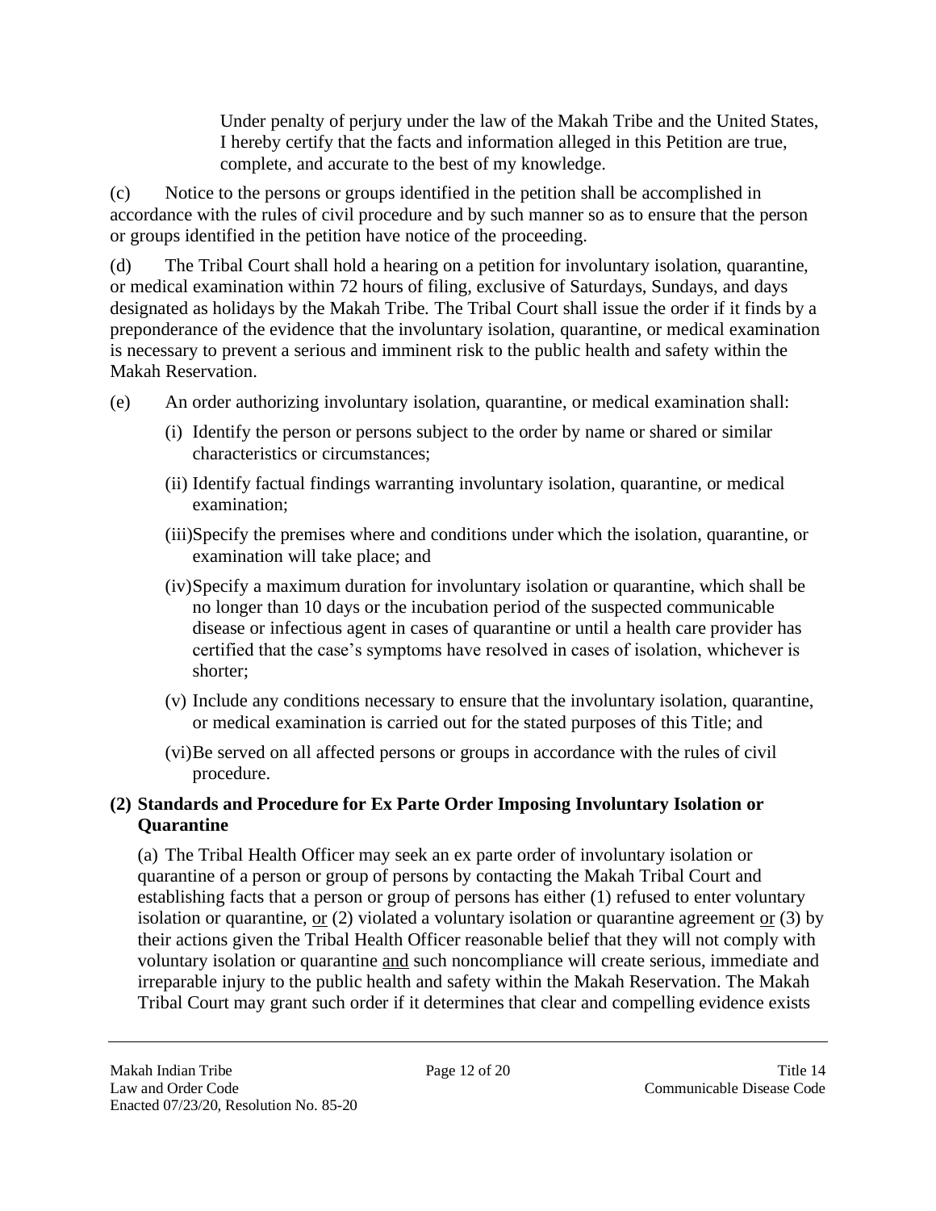> Under penalty of perjury under the law of the Makah Tribe and the United States, I hereby certify that the facts and information alleged in this Petition are true, complete, and accurate to the best of my knowledge.

(c) Notice to the persons or groups identified in the petition shall be accomplished in accordance with the rules of civil procedure and by such manner so as to ensure that the person or groups identified in the petition have notice of the proceeding.

(d) The Tribal Court shall hold a hearing on a petition for involuntary isolation, quarantine, or medical examination within 72 hours of filing, exclusive of Saturdays, Sundays, and days designated as holidays by the Makah Tribe. The Tribal Court shall issue the order if it finds by a preponderance of the evidence that the involuntary isolation, quarantine, or medical examination is necessary to prevent a serious and imminent risk to the public health and safety within the Makah Reservation.

(e) An order authorizing involuntary isolation, quarantine, or medical examination shall:

(i) Identify the person or persons subject to the order by name or shared or similar characteristics or circumstances;

(ii) Identify factual findings warranting involuntary isolation, quarantine, or medical examination;

(iii) Specify the premises where and conditions under which the isolation, quarantine, or examination will take place; and

(iv) Specify a maximum duration for involuntary isolation or quarantine, which shall be no longer than 10 days or the incubation period of the suspected communicable disease or infectious agent in cases of quarantine or until a health care provider has certified that the case's symptoms have resolved in cases of isolation, whichever is shorter;

(v) Include any conditions necessary to ensure that the involuntary isolation, quarantine, or medical examination is carried out for the stated purposes of this Title; and

(vi) Be served on all affected persons or groups in accordance with the rules of civil procedure.

**(2) Standards and Procedure for Ex Parte Order Imposing Involuntary Isolation or Quarantine**

(a) The Tribal Health Officer may seek an ex parte order of involuntary isolation or quarantine of a person or group of persons by contacting the Makah Tribal Court and establishing facts that a person or group of persons has either (1) refused to enter voluntary isolation or quarantine, <u>or</u> (2) violated a voluntary isolation or quarantine agreement <u>or</u> (3) by their actions given the Tribal Health Officer reasonable belief that they will not comply with voluntary isolation or quarantine <u>and</u> such noncompliance will create serious, immediate and irreparable injury to the public health and safety within the Makah Reservation. The Makah Tribal Court may grant such order if it determines that clear and compelling evidence exists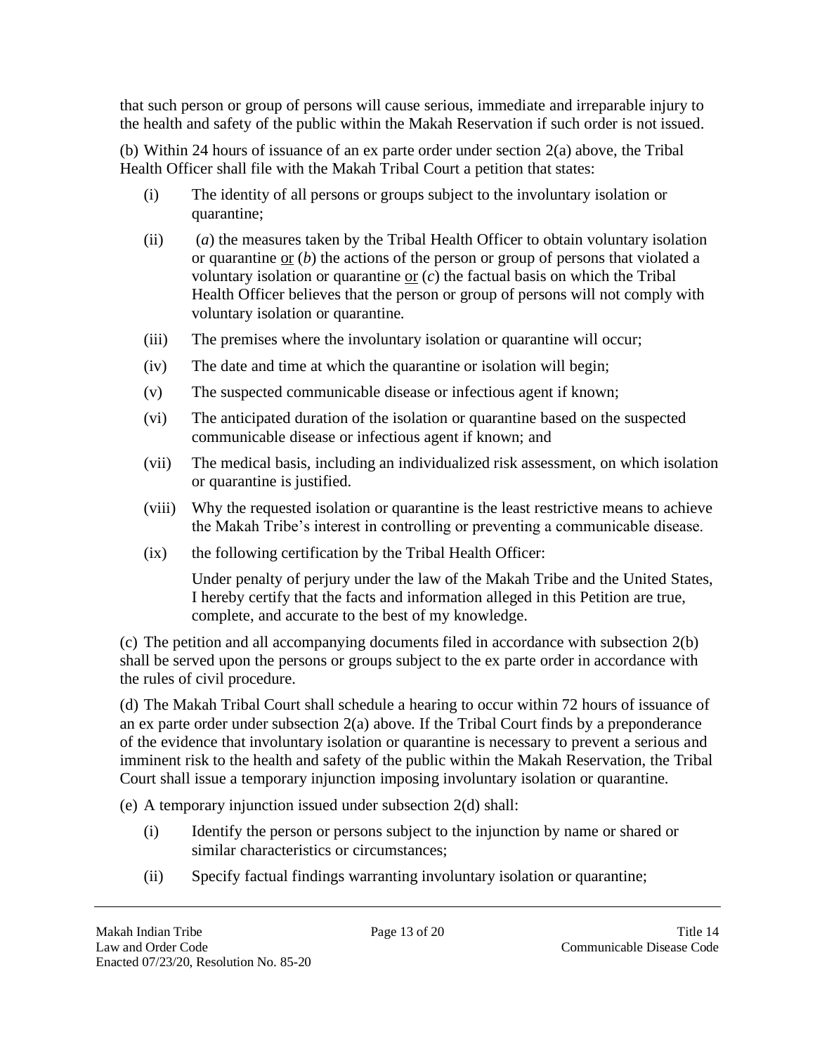that such person or group of persons will cause serious, immediate and irreparable injury to the health and safety of the public within the Makah Reservation if such order is not issued.

(b) Within 24 hours of issuance of an ex parte order under section 2(a) above, the Tribal Health Officer shall file with the Makah Tribal Court a petition that states:

- (i) The identity of all persons or groups subject to the involuntary isolation or quarantine;
- (ii) (*a*) the measures taken by the Tribal Health Officer to obtain voluntary isolation or quarantine <u>or</u> (*b*) the actions of the person or group of persons that violated a voluntary isolation or quarantine <u>or</u> (*c*) the factual basis on which the Tribal Health Officer believes that the person or group of persons will not comply with voluntary isolation or quarantine.
- (iii) The premises where the involuntary isolation or quarantine will occur;
- (iv) The date and time at which the quarantine or isolation will begin;
- (v) The suspected communicable disease or infectious agent if known;
- (vi) The anticipated duration of the isolation or quarantine based on the suspected communicable disease or infectious agent if known; and
- (vii) The medical basis, including an individualized risk assessment, on which isolation or quarantine is justified.
- (viii) Why the requested isolation or quarantine is the least restrictive means to achieve the Makah Tribe's interest in controlling or preventing a communicable disease.
- (ix) the following certification by the Tribal Health Officer:

  Under penalty of perjury under the law of the Makah Tribe and the United States, I hereby certify that the facts and information alleged in this Petition are true, complete, and accurate to the best of my knowledge.

(c) The petition and all accompanying documents filed in accordance with subsection 2(b) shall be served upon the persons or groups subject to the ex parte order in accordance with the rules of civil procedure.

(d) The Makah Tribal Court shall schedule a hearing to occur within 72 hours of issuance of an ex parte order under subsection 2(a) above. If the Tribal Court finds by a preponderance of the evidence that involuntary isolation or quarantine is necessary to prevent a serious and imminent risk to the health and safety of the public within the Makah Reservation, the Tribal Court shall issue a temporary injunction imposing involuntary isolation or quarantine.

(e) A temporary injunction issued under subsection 2(d) shall:

- (i) Identify the person or persons subject to the injunction by name or shared or similar characteristics or circumstances;
- (ii) Specify factual findings warranting involuntary isolation or quarantine;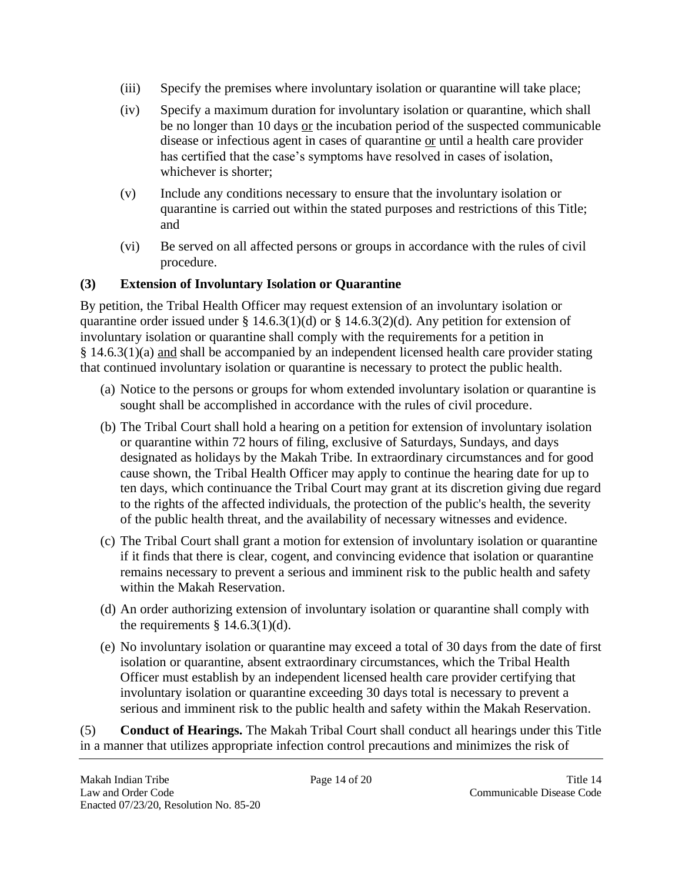(iii) Specify the premises where involuntary isolation or quarantine will take place;

(iv) Specify a maximum duration for involuntary isolation or quarantine, which shall be no longer than 10 days <u>or</u> the incubation period of the suspected communicable disease or infectious agent in cases of quarantine <u>or</u> until a health care provider has certified that the case's symptoms have resolved in cases of isolation, whichever is shorter;

(v) Include any conditions necessary to ensure that the involuntary isolation or quarantine is carried out within the stated purposes and restrictions of this Title; and

(vi) Be served on all affected persons or groups in accordance with the rules of civil procedure.

**(3) Extension of Involuntary Isolation or Quarantine**

By petition, the Tribal Health Officer may request extension of an involuntary isolation or quarantine order issued under § 14.6.3(1)(d) or § 14.6.3(2)(d). Any petition for extension of involuntary isolation or quarantine shall comply with the requirements for a petition in § 14.6.3(1)(a) <u>and</u> shall be accompanied by an independent licensed health care provider stating that continued involuntary isolation or quarantine is necessary to protect the public health.

(a) Notice to the persons or groups for whom extended involuntary isolation or quarantine is sought shall be accomplished in accordance with the rules of civil procedure.

(b) The Tribal Court shall hold a hearing on a petition for extension of involuntary isolation or quarantine within 72 hours of filing, exclusive of Saturdays, Sundays, and days designated as holidays by the Makah Tribe. In extraordinary circumstances and for good cause shown, the Tribal Health Officer may apply to continue the hearing date for up to ten days, which continuance the Tribal Court may grant at its discretion giving due regard to the rights of the affected individuals, the protection of the public's health, the severity of the public health threat, and the availability of necessary witnesses and evidence.

(c) The Tribal Court shall grant a motion for extension of involuntary isolation or quarantine if it finds that there is clear, cogent, and convincing evidence that isolation or quarantine remains necessary to prevent a serious and imminent risk to the public health and safety within the Makah Reservation.

(d) An order authorizing extension of involuntary isolation or quarantine shall comply with the requirements § 14.6.3(1)(d).

(e) No involuntary isolation or quarantine may exceed a total of 30 days from the date of first isolation or quarantine, absent extraordinary circumstances, which the Tribal Health Officer must establish by an independent licensed health care provider certifying that involuntary isolation or quarantine exceeding 30 days total is necessary to prevent a serious and imminent risk to the public health and safety within the Makah Reservation.

(5) **Conduct of Hearings.** The Makah Tribal Court shall conduct all hearings under this Title in a manner that utilizes appropriate infection control precautions and minimizes the risk of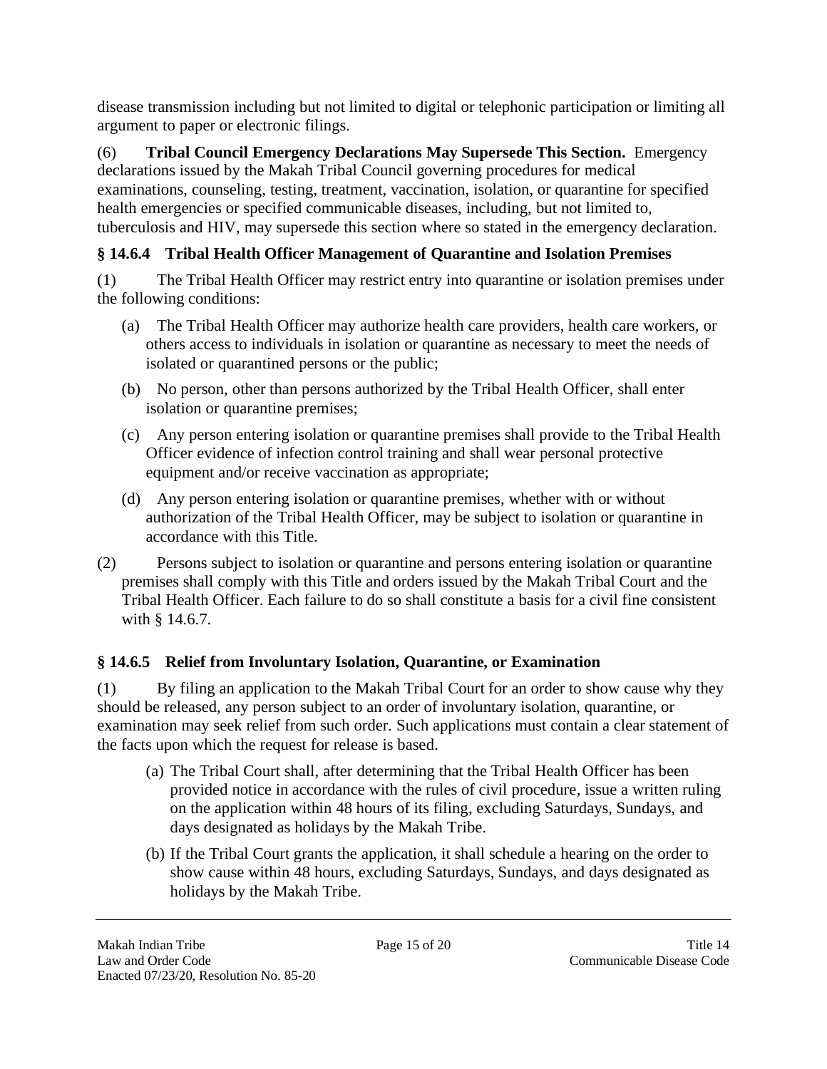disease transmission including but not limited to digital or telephonic participation or limiting all argument to paper or electronic filings.

(6) **Tribal Council Emergency Declarations May Supersede This Section.** Emergency declarations issued by the Makah Tribal Council governing procedures for medical examinations, counseling, testing, treatment, vaccination, isolation, or quarantine for specified health emergencies or specified communicable diseases, including, but not limited to, tuberculosis and HIV, may supersede this section where so stated in the emergency declaration.

### § 14.6.4 Tribal Health Officer Management of Quarantine and Isolation Premises

(1) The Tribal Health Officer may restrict entry into quarantine or isolation premises under the following conditions:

- (a) The Tribal Health Officer may authorize health care providers, health care workers, or others access to individuals in isolation or quarantine as necessary to meet the needs of isolated or quarantined persons or the public;
- (b) No person, other than persons authorized by the Tribal Health Officer, shall enter isolation or quarantine premises;
- (c) Any person entering isolation or quarantine premises shall provide to the Tribal Health Officer evidence of infection control training and shall wear personal protective equipment and/or receive vaccination as appropriate;
- (d) Any person entering isolation or quarantine premises, whether with or without authorization of the Tribal Health Officer, may be subject to isolation or quarantine in accordance with this Title.

(2) Persons subject to isolation or quarantine and persons entering isolation or quarantine premises shall comply with this Title and orders issued by the Makah Tribal Court and the Tribal Health Officer. Each failure to do so shall constitute a basis for a civil fine consistent with § 14.6.7.

### § 14.6.5 Relief from Involuntary Isolation, Quarantine, or Examination

(1) By filing an application to the Makah Tribal Court for an order to show cause why they should be released, any person subject to an order of involuntary isolation, quarantine, or examination may seek relief from such order. Such applications must contain a clear statement of the facts upon which the request for release is based.

- (a) The Tribal Court shall, after determining that the Tribal Health Officer has been provided notice in accordance with the rules of civil procedure, issue a written ruling on the application within 48 hours of its filing, excluding Saturdays, Sundays, and days designated as holidays by the Makah Tribe.
- (b) If the Tribal Court grants the application, it shall schedule a hearing on the order to show cause within 48 hours, excluding Saturdays, Sundays, and days designated as holidays by the Makah Tribe.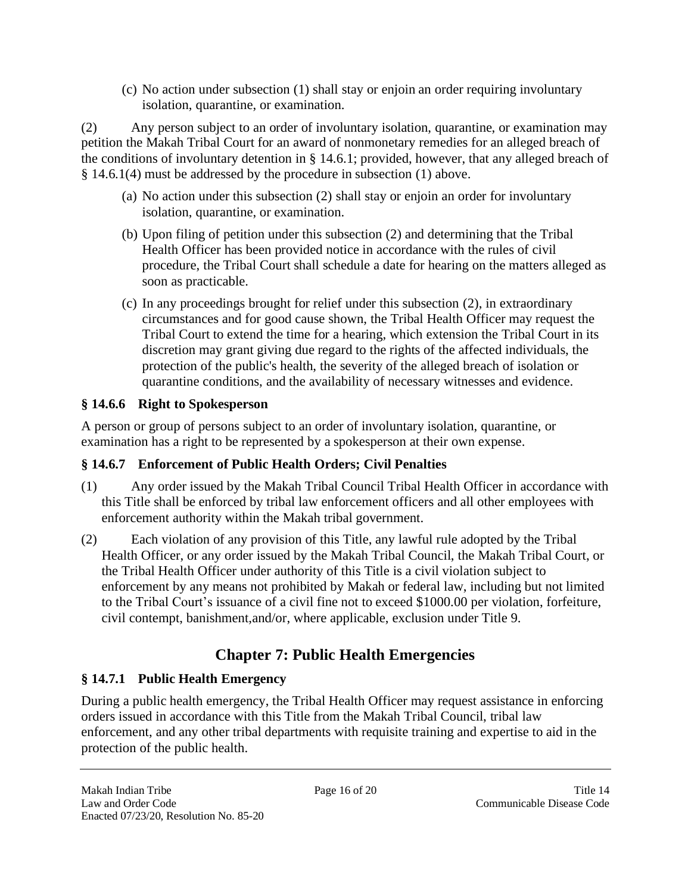(c) No action under subsection (1) shall stay or enjoin an order requiring involuntary isolation, quarantine, or examination.

(2) Any person subject to an order of involuntary isolation, quarantine, or examination may petition the Makah Tribal Court for an award of nonmonetary remedies for an alleged breach of the conditions of involuntary detention in § 14.6.1; provided, however, that any alleged breach of § 14.6.1(4) must be addressed by the procedure in subsection (1) above.

(a) No action under this subsection (2) shall stay or enjoin an order for involuntary isolation, quarantine, or examination.

(b) Upon filing of petition under this subsection (2) and determining that the Tribal Health Officer has been provided notice in accordance with the rules of civil procedure, the Tribal Court shall schedule a date for hearing on the matters alleged as soon as practicable.

(c) In any proceedings brought for relief under this subsection (2), in extraordinary circumstances and for good cause shown, the Tribal Health Officer may request the Tribal Court to extend the time for a hearing, which extension the Tribal Court in its discretion may grant giving due regard to the rights of the affected individuals, the protection of the public's health, the severity of the alleged breach of isolation or quarantine conditions, and the availability of necessary witnesses and evidence.

### § 14.6.6 Right to Spokesperson

A person or group of persons subject to an order of involuntary isolation, quarantine, or examination has a right to be represented by a spokesperson at their own expense.

### § 14.6.7 Enforcement of Public Health Orders; Civil Penalties

(1) Any order issued by the Makah Tribal Council Tribal Health Officer in accordance with this Title shall be enforced by tribal law enforcement officers and all other employees with enforcement authority within the Makah tribal government.

(2) Each violation of any provision of this Title, any lawful rule adopted by the Tribal Health Officer, or any order issued by the Makah Tribal Council, the Makah Tribal Court, or the Tribal Health Officer under authority of this Title is a civil violation subject to enforcement by any means not prohibited by Makah or federal law, including but not limited to the Tribal Court's issuance of a civil fine not to exceed $1000.00 per violation, forfeiture, civil contempt, banishment,and/or, where applicable, exclusion under Title 9.

## Chapter 7: Public Health Emergencies

### § 14.7.1 Public Health Emergency

During a public health emergency, the Tribal Health Officer may request assistance in enforcing orders issued in accordance with this Title from the Makah Tribal Council, tribal law enforcement, and any other tribal departments with requisite training and expertise to aid in the protection of the public health.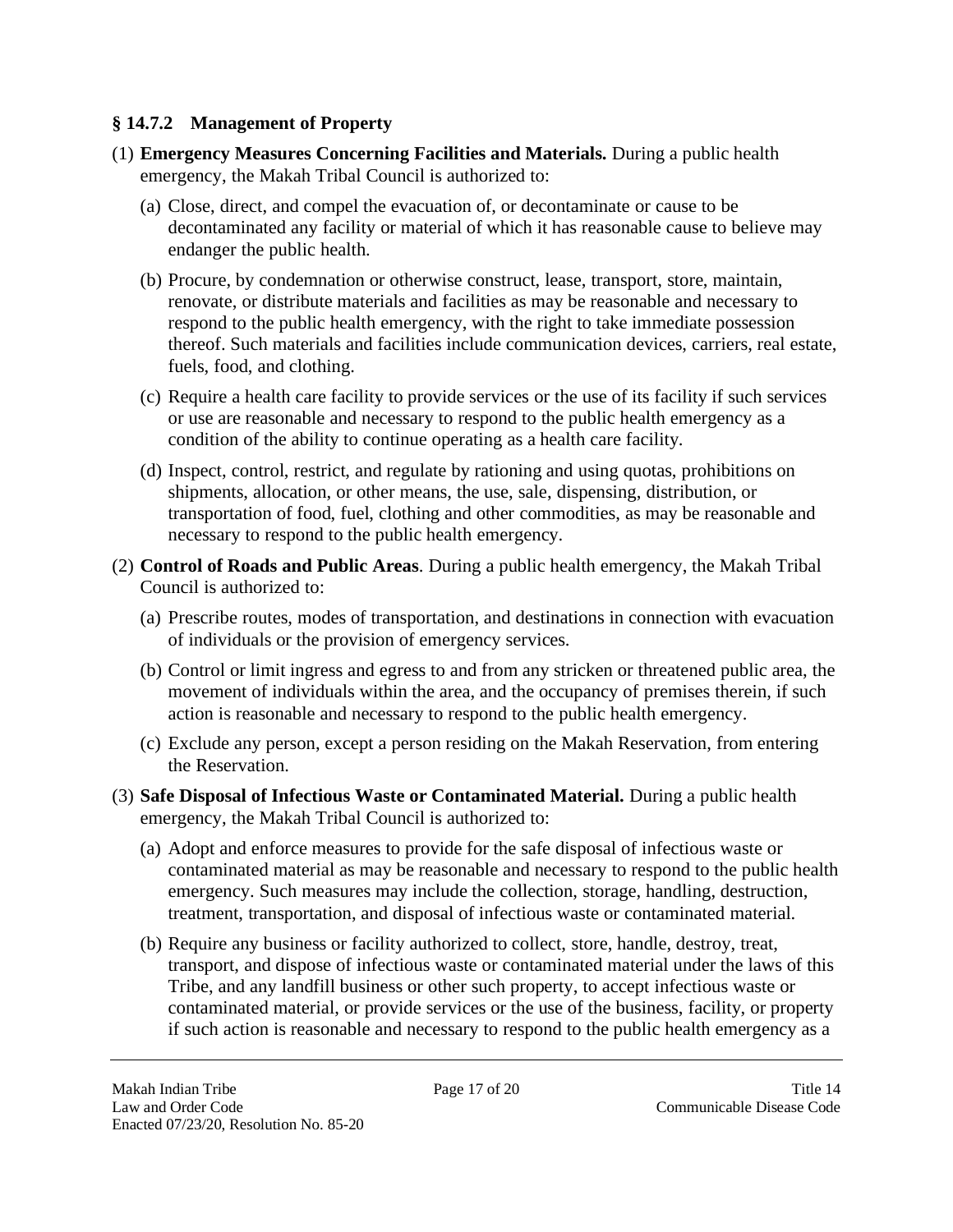### § 14.7.2 Management of Property

(1) **Emergency Measures Concerning Facilities and Materials.** During a public health emergency, the Makah Tribal Council is authorized to:

(a) Close, direct, and compel the evacuation of, or decontaminate or cause to be decontaminated any facility or material of which it has reasonable cause to believe may endanger the public health.

(b) Procure, by condemnation or otherwise construct, lease, transport, store, maintain, renovate, or distribute materials and facilities as may be reasonable and necessary to respond to the public health emergency, with the right to take immediate possession thereof. Such materials and facilities include communication devices, carriers, real estate, fuels, food, and clothing.

(c) Require a health care facility to provide services or the use of its facility if such services or use are reasonable and necessary to respond to the public health emergency as a condition of the ability to continue operating as a health care facility.

(d) Inspect, control, restrict, and regulate by rationing and using quotas, prohibitions on shipments, allocation, or other means, the use, sale, dispensing, distribution, or transportation of food, fuel, clothing and other commodities, as may be reasonable and necessary to respond to the public health emergency.

(2) **Control of Roads and Public Areas**. During a public health emergency, the Makah Tribal Council is authorized to:

(a) Prescribe routes, modes of transportation, and destinations in connection with evacuation of individuals or the provision of emergency services.

(b) Control or limit ingress and egress to and from any stricken or threatened public area, the movement of individuals within the area, and the occupancy of premises therein, if such action is reasonable and necessary to respond to the public health emergency.

(c) Exclude any person, except a person residing on the Makah Reservation, from entering the Reservation.

(3) **Safe Disposal of Infectious Waste or Contaminated Material.** During a public health emergency, the Makah Tribal Council is authorized to:

(a) Adopt and enforce measures to provide for the safe disposal of infectious waste or contaminated material as may be reasonable and necessary to respond to the public health emergency. Such measures may include the collection, storage, handling, destruction, treatment, transportation, and disposal of infectious waste or contaminated material.

(b) Require any business or facility authorized to collect, store, handle, destroy, treat, transport, and dispose of infectious waste or contaminated material under the laws of this Tribe, and any landfill business or other such property, to accept infectious waste or contaminated material, or provide services or the use of the business, facility, or property if such action is reasonable and necessary to respond to the public health emergency as a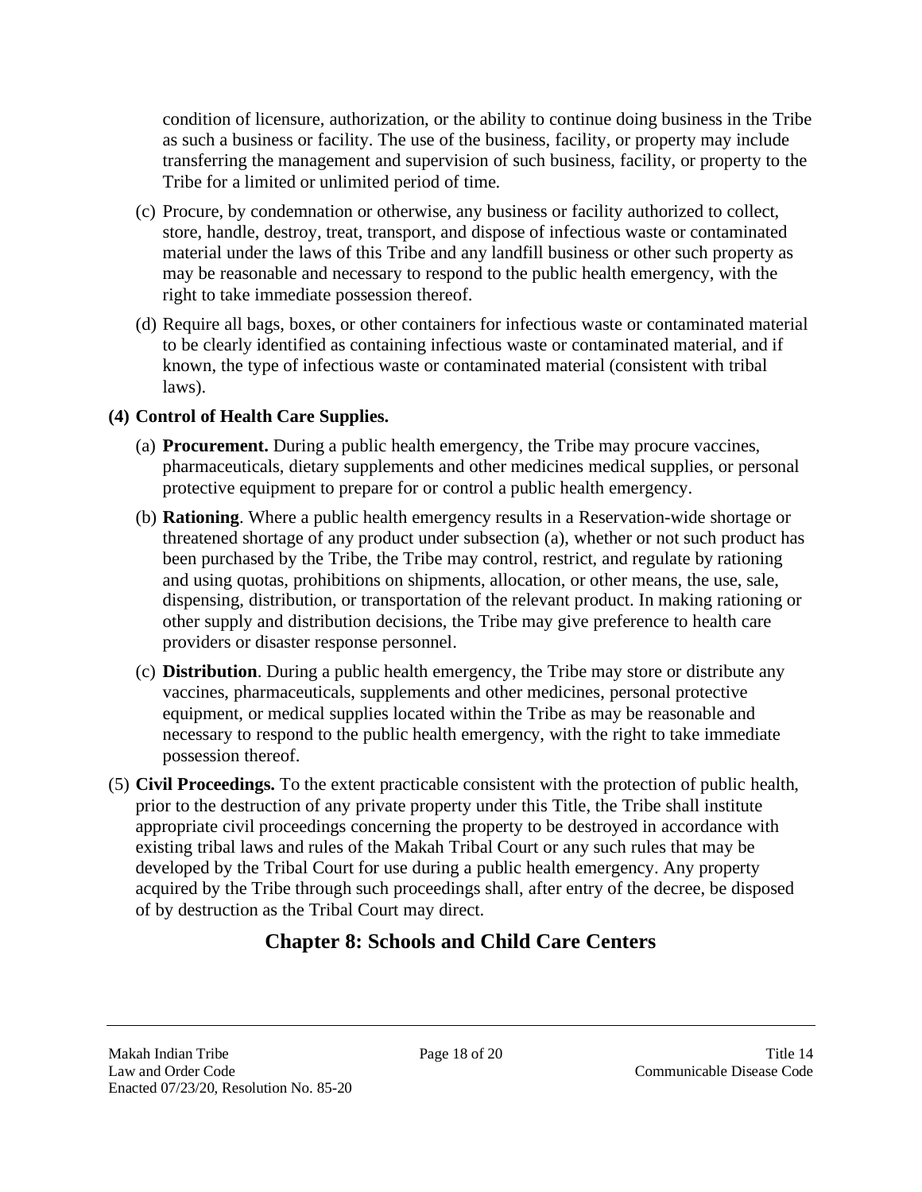condition of licensure, authorization, or the ability to continue doing business in the Tribe as such a business or facility. The use of the business, facility, or property may include transferring the management and supervision of such business, facility, or property to the Tribe for a limited or unlimited period of time.

(c) Procure, by condemnation or otherwise, any business or facility authorized to collect, store, handle, destroy, treat, transport, and dispose of infectious waste or contaminated material under the laws of this Tribe and any landfill business or other such property as may be reasonable and necessary to respond to the public health emergency, with the right to take immediate possession thereof.

(d) Require all bags, boxes, or other containers for infectious waste or contaminated material to be clearly identified as containing infectious waste or contaminated material, and if known, the type of infectious waste or contaminated material (consistent with tribal laws).

**(4) Control of Health Care Supplies.**

(a) **Procurement.** During a public health emergency, the Tribe may procure vaccines, pharmaceuticals, dietary supplements and other medicines medical supplies, or personal protective equipment to prepare for or control a public health emergency.

(b) **Rationing**. Where a public health emergency results in a Reservation-wide shortage or threatened shortage of any product under subsection (a), whether or not such product has been purchased by the Tribe, the Tribe may control, restrict, and regulate by rationing and using quotas, prohibitions on shipments, allocation, or other means, the use, sale, dispensing, distribution, or transportation of the relevant product. In making rationing or other supply and distribution decisions, the Tribe may give preference to health care providers or disaster response personnel.

(c) **Distribution**. During a public health emergency, the Tribe may store or distribute any vaccines, pharmaceuticals, supplements and other medicines, personal protective equipment, or medical supplies located within the Tribe as may be reasonable and necessary to respond to the public health emergency, with the right to take immediate possession thereof.

(5) **Civil Proceedings.** To the extent practicable consistent with the protection of public health, prior to the destruction of any private property under this Title, the Tribe shall institute appropriate civil proceedings concerning the property to be destroyed in accordance with existing tribal laws and rules of the Makah Tribal Court or any such rules that may be developed by the Tribal Court for use during a public health emergency. Any property acquired by the Tribe through such proceedings shall, after entry of the decree, be disposed of by destruction as the Tribal Court may direct.

## Chapter 8: Schools and Child Care Centers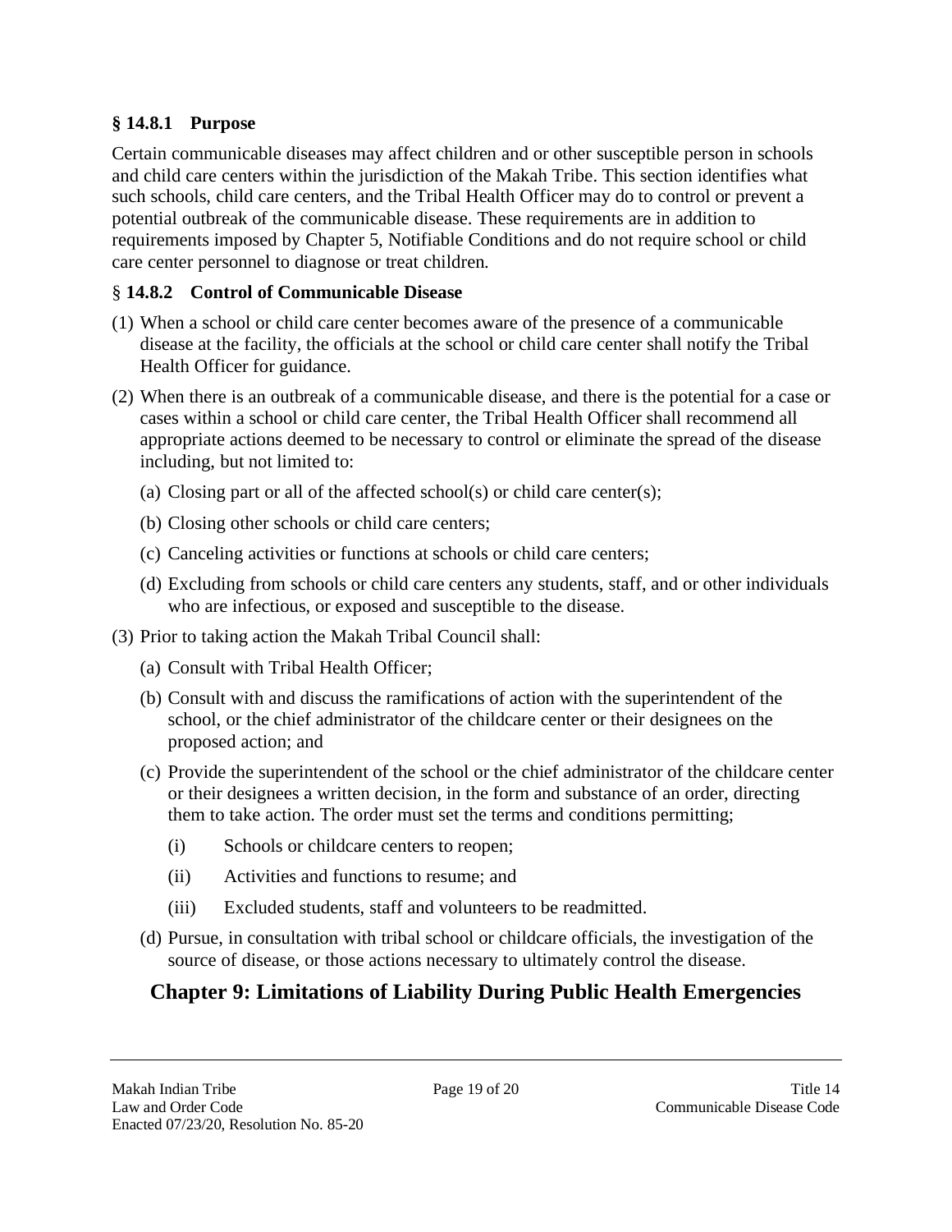### § 14.8.1 Purpose

Certain communicable diseases may affect children and or other susceptible person in schools and child care centers within the jurisdiction of the Makah Tribe. This section identifies what such schools, child care centers, and the Tribal Health Officer may do to control or prevent a potential outbreak of the communicable disease. These requirements are in addition to requirements imposed by Chapter 5, Notifiable Conditions and do not require school or child care center personnel to diagnose or treat children.

### § 14.8.2 Control of Communicable Disease

(1) When a school or child care center becomes aware of the presence of a communicable disease at the facility, the officials at the school or child care center shall notify the Tribal Health Officer for guidance.

(2) When there is an outbreak of a communicable disease, and there is the potential for a case or cases within a school or child care center, the Tribal Health Officer shall recommend all appropriate actions deemed to be necessary to control or eliminate the spread of the disease including, but not limited to:

   (a) Closing part or all of the affected school(s) or child care center(s);

   (b) Closing other schools or child care centers;

   (c) Canceling activities or functions at schools or child care centers;

   (d) Excluding from schools or child care centers any students, staff, and or other individuals who are infectious, or exposed and susceptible to the disease.

(3) Prior to taking action the Makah Tribal Council shall:

   (a) Consult with Tribal Health Officer;

   (b) Consult with and discuss the ramifications of action with the superintendent of the school, or the chief administrator of the childcare center or their designees on the proposed action; and

   (c) Provide the superintendent of the school or the chief administrator of the childcare center or their designees a written decision, in the form and substance of an order, directing them to take action. The order must set the terms and conditions permitting;

      (i) Schools or childcare centers to reopen;

      (ii) Activities and functions to resume; and

      (iii) Excluded students, staff and volunteers to be readmitted.

   (d) Pursue, in consultation with tribal school or childcare officials, the investigation of the source of disease, or those actions necessary to ultimately control the disease.

## Chapter 9: Limitations of Liability During Public Health Emergencies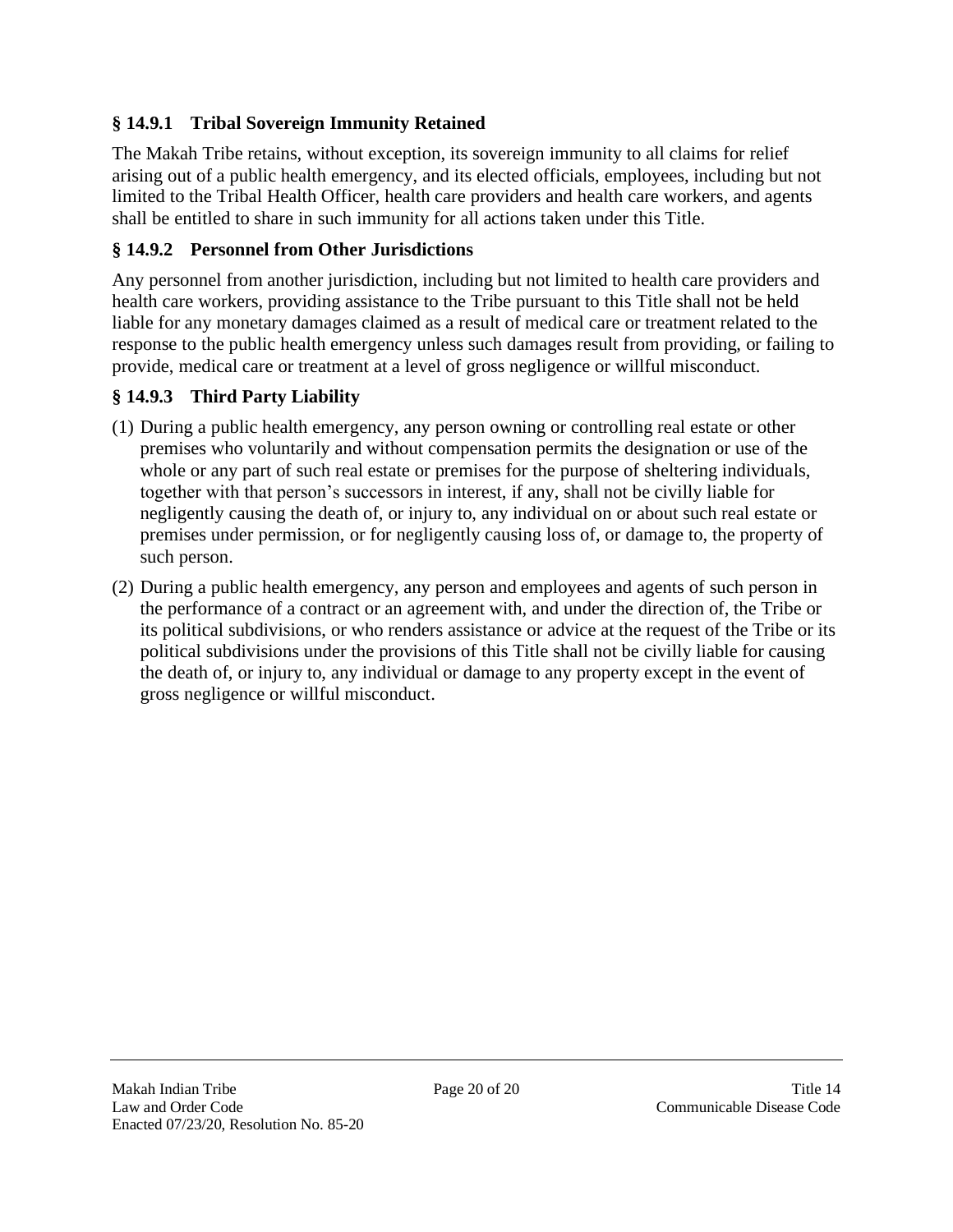### § 14.9.1 Tribal Sovereign Immunity Retained

The Makah Tribe retains, without exception, its sovereign immunity to all claims for relief arising out of a public health emergency, and its elected officials, employees, including but not limited to the Tribal Health Officer, health care providers and health care workers, and agents shall be entitled to share in such immunity for all actions taken under this Title.

### § 14.9.2 Personnel from Other Jurisdictions

Any personnel from another jurisdiction, including but not limited to health care providers and health care workers, providing assistance to the Tribe pursuant to this Title shall not be held liable for any monetary damages claimed as a result of medical care or treatment related to the response to the public health emergency unless such damages result from providing, or failing to provide, medical care or treatment at a level of gross negligence or willful misconduct.

### § 14.9.3 Third Party Liability

(1) During a public health emergency, any person owning or controlling real estate or other premises who voluntarily and without compensation permits the designation or use of the whole or any part of such real estate or premises for the purpose of sheltering individuals, together with that person's successors in interest, if any, shall not be civilly liable for negligently causing the death of, or injury to, any individual on or about such real estate or premises under permission, or for negligently causing loss of, or damage to, the property of such person.

(2) During a public health emergency, any person and employees and agents of such person in the performance of a contract or an agreement with, and under the direction of, the Tribe or its political subdivisions, or who renders assistance or advice at the request of the Tribe or its political subdivisions under the provisions of this Title shall not be civilly liable for causing the death of, or injury to, any individual or damage to any property except in the event of gross negligence or willful misconduct.